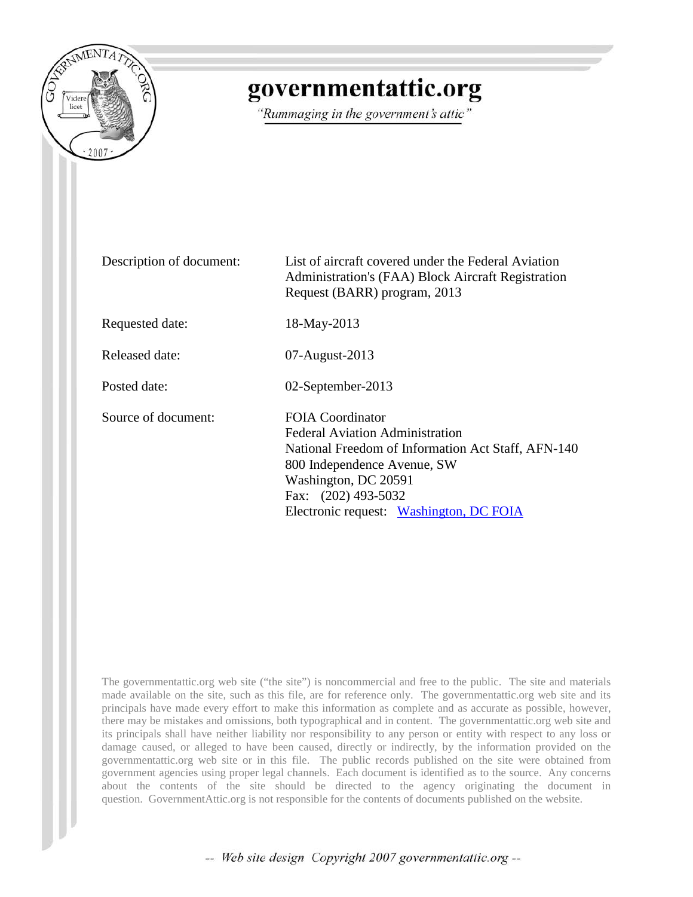# governmentattic.org

*"Rummaging in the government's attic"*

| | |
|---|---|
| Description of document: | List of aircraft covered under the Federal Aviation Administration's (FAA) Block Aircraft Registration Request (BARR) program, 2013 |
| Requested date: | 18-May-2013 |
| Released date: | 07-August-2013 |
| Posted date: | 02-September-2013 |
| Source of document: | FOIA Coordinator<br>Federal Aviation Administration<br>National Freedom of Information Act Staff, AFN-140<br>800 Independence Avenue, SW<br>Washington, DC 20591<br>Fax: (202) 493-5032<br>Electronic request: Washington, DC FOIA |

The governmentattic.org web site ("the site") is noncommercial and free to the public. The site and materials made available on the site, such as this file, are for reference only. The governmentattic.org web site and its principals have made every effort to make this information as complete and as accurate as possible, however, there may be mistakes and omissions, both typographical and in content. The governmentattic.org web site and its principals shall have neither liability nor responsibility to any person or entity with respect to any loss or damage caused, or alleged to have been caused, directly or indirectly, by the information provided on the governmentattic.org web site or in this file. The public records published on the site were obtained from government agencies using proper legal channels. Each document is identified as to the source. Any concerns about the contents of the site should be directed to the agency originating the document in question. GovernmentAttic.org is not responsible for the contents of documents published on the website.

*-- Web site design Copyright 2007 governmentattic.org --*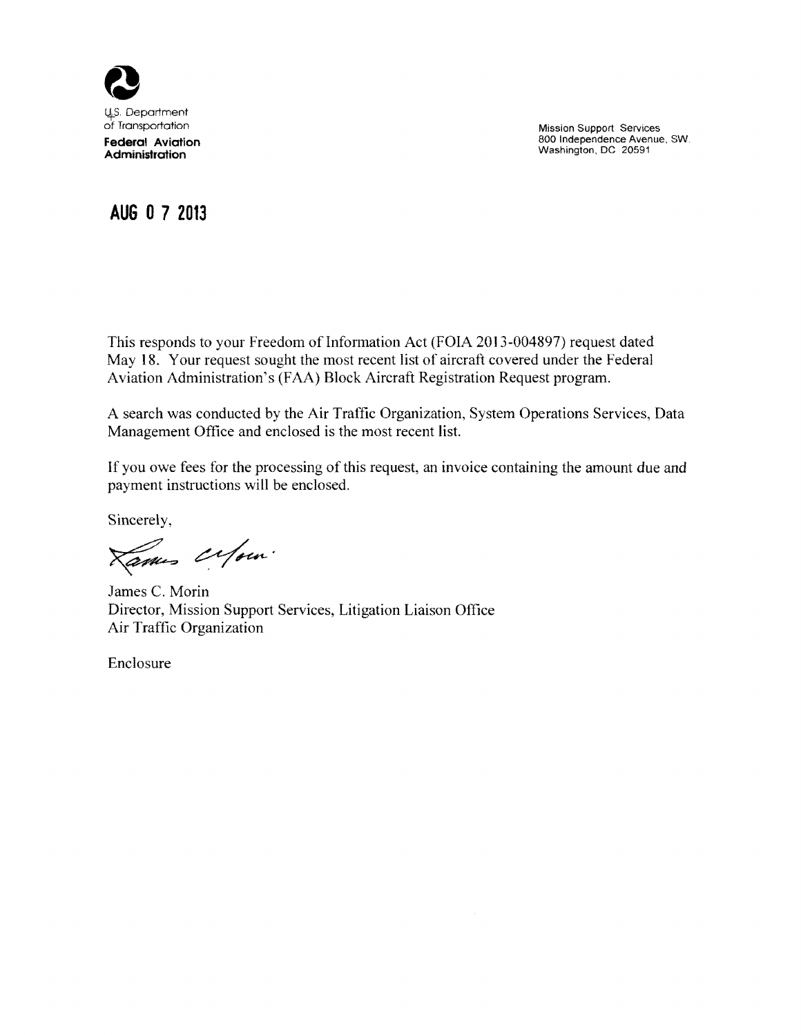U.S. Department of Transportation
**Federal Aviation Administration**

Mission Support Services
800 Independence Avenue, SW.
Washington, DC 20591

**AUG 07 2013**

This responds to your Freedom of Information Act (FOIA 2013-004897) request dated May 18. Your request sought the most recent list of aircraft covered under the Federal Aviation Administration's (FAA) Block Aircraft Registration Request program.

A search was conducted by the Air Traffic Organization, System Operations Services, Data Management Office and enclosed is the most recent list.

If you owe fees for the processing of this request, an invoice containing the amount due and payment instructions will be enclosed.

Sincerely,

James C. Morin
Director, Mission Support Services, Litigation Liaison Office
Air Traffic Organization

Enclosure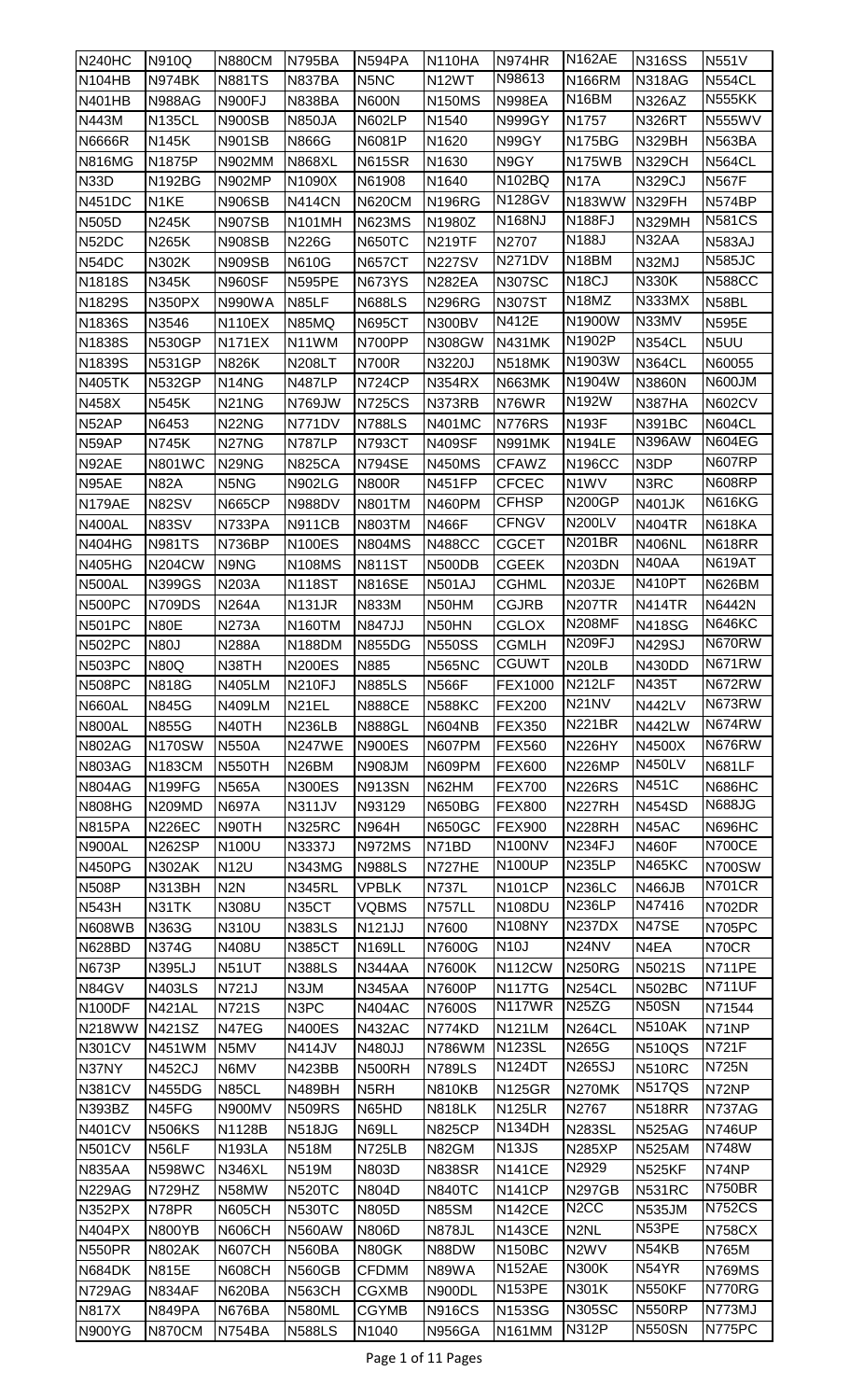| N240HC | N910Q | N880CM | N795BA | N594PA | N110HA | N974HR | N162AE | N316SS | N551V |
|---|---|---|---|---|---|---|---|---|---|
| N104HB | N974BK | N881TS | N837BA | N5NC | N12WT | N98613 | N166RM | N318AG | N554CL |
| N401HB | N988AG | N900FJ | N838BA | N600N | N150MS | N998EA | N16BM | N326AZ | N555KK |
| N443M | N135CL | N900SB | N850JA | N602LP | N1540 | N999GY | N1757 | N326RT | N555WV |
| N6666R | N145K | N901SB | N866G | N6081P | N1620 | N99GY | N175BG | N329BH | N563BA |
| N816MG | N1875P | N902MM | N868XL | N615SR | N1630 | N9GY | N175WB | N329CH | N564CL |
| N33D | N192BG | N902MP | N1090X | N61908 | N1640 | N102BQ | N17A | N329CJ | N567F |
| N451DC | N1KE | N906SB | N414CN | N620CM | N196RG | N128GV | N183WW | N329FH | N574BP |
| N505D | N245K | N907SB | N101MH | N623MS | N1980Z | N168NJ | N188FJ | N329MH | N581CS |
| N52DC | N265K | N908SB | N226G | N650TC | N219TF | N2707 | N188J | N32AA | N583AJ |
| N54DC | N302K | N909SB | N610G | N657CT | N227SV | N271DV | N18BM | N32MJ | N585JC |
| N1818S | N345K | N960SF | N595PE | N673YS | N282EA | N307SC | N18CJ | N330K | N588CC |
| N1829S | N350PX | N990WA | N85LF | N688LS | N296RG | N307ST | N18MZ | N333MX | N58BL |
| N1836S | N3546 | N110EX | N85MQ | N695CT | N300BV | N412E | N1900W | N33MV | N595E |
| N1838S | N530GP | N171EX | N11WM | N700PP | N308GW | N431MK | N1902P | N354CL | N5UU |
| N1839S | N531GP | N826K | N208LT | N700R | N3220J | N518MK | N1903W | N364CL | N60055 |
| N405TK | N532GP | N14NG | N487LP | N724CP | N354RX | N663MK | N1904W | N3860N | N600JM |
| N458X | N545K | N21NG | N769JW | N725CS | N373RB | N76WR | N192W | N387HA | N602CV |
| N52AP | N6453 | N22NG | N771DV | N788LS | N401MC | N776RS | N193F | N391BC | N604CL |
| N59AP | N745K | N27NG | N787LP | N793CT | N409SF | N991MK | N194LE | N396AW | N604EG |
| N92AE | N801WC | N29NG | N825CA | N794SE | N450MS | CFAWZ | N196CC | N3DP | N607RP |
| N95AE | N82A | N5NG | N902LG | N800R | N451FP | CFCEC | N1WV | N3RC | N608RP |
| N179AE | N82SV | N665CP | N988DV | N801TM | N460PM | CFHSP | N200GP | N401JK | N616KG |
| N400AL | N83SV | N733PA | N911CB | N803TM | N466F | CFNGV | N200LV | N404TR | N618KA |
| N404HG | N981TS | N736BP | N100ES | N804MS | N488CC | CGCET | N201BR | N406NL | N618RR |
| N405HG | N204CW | N9NG | N108MS | N811ST | N500DB | CGEEK | N203DN | N40AA | N619AT |
| N500AL | N399GS | N203A | N118ST | N816SE | N501AJ | CGHML | N203JE | N410PT | N626BM |
| N500PC | N709DS | N264A | N131JR | N833M | N50HM | CGJRB | N207TR | N414TR | N6442N |
| N501PC | N80E | N273A | N160TM | N847JJ | N50HN | CGLOX | N208MF | N418SG | N646KC |
| N502PC | N80J | N288A | N188DM | N855DG | N550SS | CGMLH | N209FJ | N429SJ | N670RW |
| N503PC | N80Q | N38TH | N200ES | N885 | N565NC | CGUWT | N20LB | N430DD | N671RW |
| N508PC | N818G | N405LM | N210FJ | N885LS | N566F | FEX1000 | N212LF | N435T | N672RW |
| N660AL | N845G | N409LM | N21EL | N888CE | N588KC | FEX200 | N21NV | N442LV | N673RW |
| N800AL | N855G | N40TH | N236LB | N888GL | N604NB | FEX350 | N221BR | N442LW | N674RW |
| N802AG | N170SW | N550A | N247WE | N900ES | N607PM | FEX560 | N226HY | N4500X | N676RW |
| N803AG | N183CM | N550TH | N26BM | N908JM | N609PM | FEX600 | N226MP | N450LV | N681LF |
| N804AG | N199FG | N565A | N300ES | N913SN | N62HM | FEX700 | N226RS | N451C | N686HC |
| N808HG | N209MD | N697A | N311JV | N93129 | N650BG | FEX800 | N227RH | N454SD | N688JG |
| N815PA | N226EC | N90TH | N325RC | N964H | N650GC | FEX900 | N228RH | N45AC | N696HC |
| N900AL | N262SP | N100U | N3337J | N972MS | N71BD | N100NV | N234FJ | N460F | N700CE |
| N450PG | N302AK | N12U | N343MG | N988LS | N727HE | N100UP | N235LP | N465KC | N700SW |
| N508P | N313BH | N2N | N345RL | VPBLK | N737L | N101CP | N236LC | N466JB | N701CR |
| N543H | N31TK | N308U | N35CT | VQBMS | N757LL | N108DU | N236LP | N47416 | N702DR |
| N608WB | N363G | N310U | N383LS | N121JJ | N7600 | N108NY | N237DX | N47SE | N705PC |
| N628BD | N374G | N408U | N385CT | N169LL | N7600G | N10J | N24NV | N4EA | N70CR |
| N673P | N395LJ | N51UT | N388LS | N344AA | N7600K | N112CW | N250RG | N5021S | N711PE |
| N84GV | N403LS | N721J | N3JM | N345AA | N7600P | N117TG | N254CL | N502BC | N711UF |
| N100DF | N421AL | N721S | N3PC | N404AC | N7600S | N117WR | N25ZG | N50SN | N71544 |
| N218WW | N421SZ | N47EG | N400ES | N432AC | N774KD | N121LM | N264CL | N510AK | N71NP |
| N301CV | N451WM | N5MV | N414JV | N480JJ | N786WM | N123SL | N265G | N510QS | N721F |
| N37NY | N452CJ | N6MV | N423BB | N500RH | N789LS | N124DT | N265SJ | N510RC | N725N |
| N381CV | N455DG | N85CL | N489BH | N5RH | N810KB | N125GR | N270MK | N517QS | N72NP |
| N393BZ | N45FG | N900MV | N509RS | N65HD | N818LK | N125LR | N2767 | N518RR | N737AG |
| N401CV | N506KS | N1128B | N518JG | N69LL | N825CP | N134DH | N283SL | N525AG | N746UP |
| N501CV | N56LF | N193LA | N518M | N725LB | N82GM | N13JS | N285XP | N525AM | N748W |
| N835AA | N598WC | N346XL | N519M | N803D | N838SR | N141CE | N2929 | N525KF | N74NP |
| N229AG | N729HZ | N58MW | N520TC | N804D | N840TC | N141CP | N297GB | N531RC | N750BR |
| N352PX | N78PR | N605CH | N530TC | N805D | N85SM | N142CE | N2CC | N535JM | N752CS |
| N404PX | N800YB | N606CH | N560AW | N806D | N878JL | N143CE | N2NL | N53PE | N758CX |
| N550PR | N802AK | N607CH | N560BA | N80GK | N88DW | N150BC | N2WV | N54KB | N765M |
| N684DK | N815E | N608CH | N560GB | CFDMM | N89WA | N152AE | N300K | N54YR | N769MS |
| N729AG | N834AF | N620BA | N563CH | CGXMB | N900DL | N153PE | N301K | N550KF | N770RG |
| N817X | N849PA | N676BA | N580ML | CGYMB | N916CS | N153SG | N305SC | N550RP | N773MJ |
| N900YG | N870CM | N754BA | N588LS | N1040 | N956GA | N161MM | N312P | N550SN | N775PC |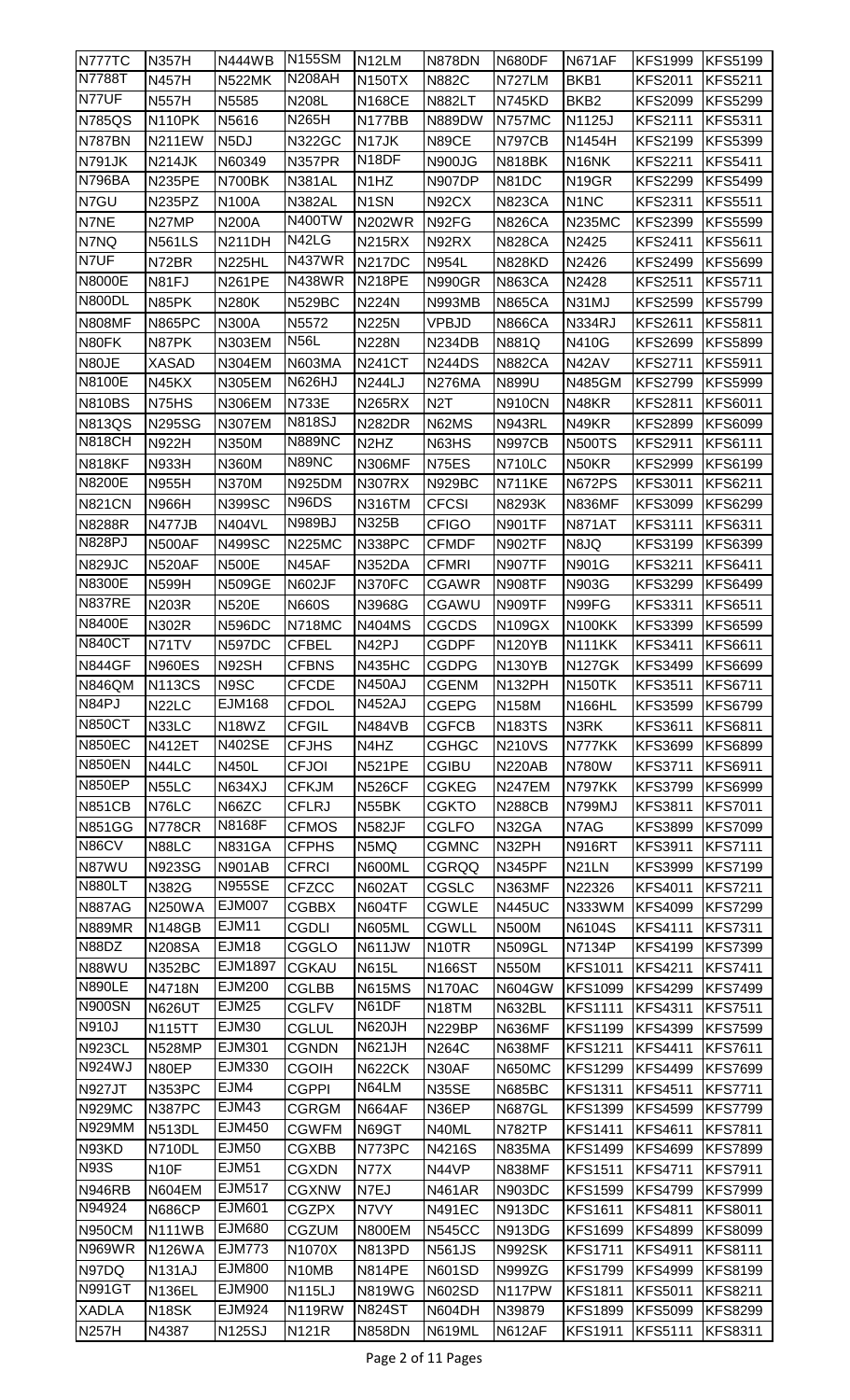| N777TC | N357H | N444WB | N155SM | N12LM | N878DN | N680DF | N671AF | KFS1999 | KFS5199 |
|---|---|---|---|---|---|---|---|---|---|
| N7788T | N457H | N522MK | N208AH | N150TX | N882C | N727LM | BKB1 | KFS2011 | KFS5211 |
| N77UF | N557H | N5585 | N208L | N168CE | N882LT | N745KD | BKB2 | KFS2099 | KFS5299 |
| N785QS | N110PK | N5616 | N265H | N177BB | N889DW | N757MC | N1125J | KFS2111 | KFS5311 |
| N787BN | N211EW | N5DJ | N322GC | N17JK | N89CE | N797CB | N1454H | KFS2199 | KFS5399 |
| N791JK | N214JK | N60349 | N357PR | N18DF | N900JG | N818BK | N16NK | KFS2211 | KFS5411 |
| N796BA | N235PE | N700BK | N381AL | N1HZ | N907DP | N81DC | N19GR | KFS2299 | KFS5499 |
| N7GU | N235PZ | N100A | N382AL | N1SN | N92CX | N823CA | N1NC | KFS2311 | KFS5511 |
| N7NE | N27MP | N200A | N400TW | N202WR | N92FG | N826CA | N235MC | KFS2399 | KFS5599 |
| N7NQ | N561LS | N211DH | N42LG | N215RX | N92RX | N828CA | N2425 | KFS2411 | KFS5611 |
| N7UF | N72BR | N225HL | N437WR | N217DC | N954L | N828KD | N2426 | KFS2499 | KFS5699 |
| N8000E | N81FJ | N261PE | N438WR | N218PE | N990GR | N863CA | N2428 | KFS2511 | KFS5711 |
| N800DL | N85PK | N280K | N529BC | N224N | N993MB | N865CA | N31MJ | KFS2599 | KFS5799 |
| N808MF | N865PC | N300A | N5572 | N225N | VPBJD | N866CA | N334RJ | KFS2611 | KFS5811 |
| N80FK | N87PK | N303EM | N56L | N228N | N234DB | N881Q | N410G | KFS2699 | KFS5899 |
| N80JE | XASAD | N304EM | N603MA | N241CT | N244DS | N882CA | N42AV | KFS2711 | KFS5911 |
| N8100E | N45KX | N305EM | N626HJ | N244LJ | N276MA | N899U | N485GM | KFS2799 | KFS5999 |
| N810BS | N75HS | N306EM | N733E | N265RX | N2T | N910CN | N48KR | KFS2811 | KFS6011 |
| N813QS | N295SG | N307EM | N818SJ | N282DR | N62MS | N943RL | N49KR | KFS2899 | KFS6099 |
| N818CH | N922H | N350M | N889NC | N2HZ | N63HS | N997CB | N500TS | KFS2911 | KFS6111 |
| N818KF | N933H | N360M | N89NC | N306MF | N75ES | N710LC | N50KR | KFS2999 | KFS6199 |
| N8200E | N955H | N370M | N925DM | N307RX | N929BC | N711KE | N672PS | KFS3011 | KFS6211 |
| N821CN | N966H | N399SC | N96DS | N316TM | CFCSI | N8293K | N836MF | KFS3099 | KFS6299 |
| N8288R | N477JB | N404VL | N989BJ | N325B | CFIGO | N901TF | N871AT | KFS3111 | KFS6311 |
| N828PJ | N500AF | N499SC | N225MC | N338PC | CFMDF | N902TF | N8JQ | KFS3199 | KFS6399 |
| N829JC | N520AF | N500E | N45AF | N352DA | CFMRI | N907TF | N901G | KFS3211 | KFS6411 |
| N8300E | N599H | N509GE | N602JF | N370FC | CGAWR | N908TF | N903G | KFS3299 | KFS6499 |
| N837RE | N203R | N520E | N660S | N3968G | CGAWU | N909TF | N99FG | KFS3311 | KFS6511 |
| N8400E | N302R | N596DC | N718MC | N404MS | CGCDS | N109GX | N100KK | KFS3399 | KFS6599 |
| N840CT | N71TV | N597DC | CFBEL | N42PJ | CGDPF | N120YB | N111KK | KFS3411 | KFS6611 |
| N844GF | N960ES | N92SH | CFBNS | N435HC | CGDPG | N130YB | N127GK | KFS3499 | KFS6699 |
| N846QM | N113CS | N9SC | CFCDE | N450AJ | CGENM | N132PH | N150TK | KFS3511 | KFS6711 |
| N84PJ | N22LC | EJM168 | CFDOL | N452AJ | CGEPG | N158M | N166HL | KFS3599 | KFS6799 |
| N850CT | N33LC | N18WZ | CFGIL | N484VB | CGFCB | N183TS | N3RK | KFS3611 | KFS6811 |
| N850EC | N412ET | N402SE | CFJHS | N4HZ | CGHGC | N210VS | N777KK | KFS3699 | KFS6899 |
| N850EN | N44LC | N450L | CFJOI | N521PE | CGIBU | N220AB | N780W | KFS3711 | KFS6911 |
| N850EP | N55LC | N634XJ | CFKJM | N526CF | CGKEG | N247EM | N797KK | KFS3799 | KFS6999 |
| N851CB | N76LC | N66ZC | CFLRJ | N55BK | CGKTO | N288CB | N799MJ | KFS3811 | KFS7011 |
| N851GG | N778CR | N8168F | CFMOS | N582JF | CGLFO | N32GA | N7AG | KFS3899 | KFS7099 |
| N86CV | N88LC | N831GA | CFPHS | N5MQ | CGMNC | N32PH | N916RT | KFS3911 | KFS7111 |
| N87WU | N923SG | N901AB | CFRCI | N600ML | CGRQQ | N345PF | N21LN | KFS3999 | KFS7199 |
| N880LT | N382G | N955SE | CFZCC | N602AT | CGSLC | N363MF | N22326 | KFS4011 | KFS7211 |
| N887AG | N250WA | EJM007 | CGBBX | N604TF | CGWLE | N445UC | N333WM | KFS4099 | KFS7299 |
| N889MR | N148GB | EJM11 | CGDLI | N605ML | CGWLL | N500M | N6104S | KFS4111 | KFS7311 |
| N88DZ | N208SA | EJM18 | CGGLO | N611JW | N10TR | N509GL | N7134P | KFS4199 | KFS7399 |
| N88WU | N352BC | EJM1897 | CGKAU | N615L | N166ST | N550M | KFS1011 | KFS4211 | KFS7411 |
| N890LE | N4718N | EJM200 | CGLBB | N615MS | N170AC | N604GW | KFS1099 | KFS4299 | KFS7499 |
| N900SN | N626UT | EJM25 | CGLFV | N61DF | N18TM | N632BL | KFS1111 | KFS4311 | KFS7511 |
| N910J | N115TT | EJM30 | CGLUL | N620JH | N229BP | N636MF | KFS1199 | KFS4399 | KFS7599 |
| N923CL | N528MP | EJM301 | CGNDN | N621JH | N264C | N638MF | KFS1211 | KFS4411 | KFS7611 |
| N924WJ | N80EP | EJM330 | CGOIH | N622CK | N30AF | N650MC | KFS1299 | KFS4499 | KFS7699 |
| N927JT | N353PC | EJM4 | CGPPI | N64LM | N35SE | N685BC | KFS1311 | KFS4511 | KFS7711 |
| N929MC | N387PC | EJM43 | CGRGM | N664AF | N36EP | N687GL | KFS1399 | KFS4599 | KFS7799 |
| N929MM | N513DL | EJM450 | CGWFM | N69GT | N40ML | N782TP | KFS1411 | KFS4611 | KFS7811 |
| N93KD | N710DL | EJM50 | CGXBB | N773PC | N4216S | N835MA | KFS1499 | KFS4699 | KFS7899 |
| N93S | N10F | EJM51 | CGXDN | N77X | N44VP | N838MF | KFS1511 | KFS4711 | KFS7911 |
| N946RB | N604EM | EJM517 | CGXNW | N7EJ | N461AR | N903DC | KFS1599 | KFS4799 | KFS7999 |
| N94924 | N686CP | EJM601 | CGZPX | N7VY | N491EC | N913DC | KFS1611 | KFS4811 | KFS8011 |
| N950CM | N111WB | EJM680 | CGZUM | N800EM | N545CC | N913DG | KFS1699 | KFS4899 | KFS8099 |
| N969WR | N126WA | EJM773 | N1070X | N813PD | N561JS | N992SK | KFS1711 | KFS4911 | KFS8111 |
| N97DQ | N131AJ | EJM800 | N10MB | N814PE | N601SD | N999ZG | KFS1799 | KFS4999 | KFS8199 |
| N991GT | N136EL | EJM900 | N115LJ | N819WG | N602SD | N117PW | KFS1811 | KFS5011 | KFS8211 |
| XADLA | N18SK | EJM924 | N119RW | N824ST | N604DH | N39879 | KFS1899 | KFS5099 | KFS8299 |
| N257H | N4387 | N125SJ | N121R | N858DN | N619ML | N612AF | KFS1911 | KFS5111 | KFS8311 |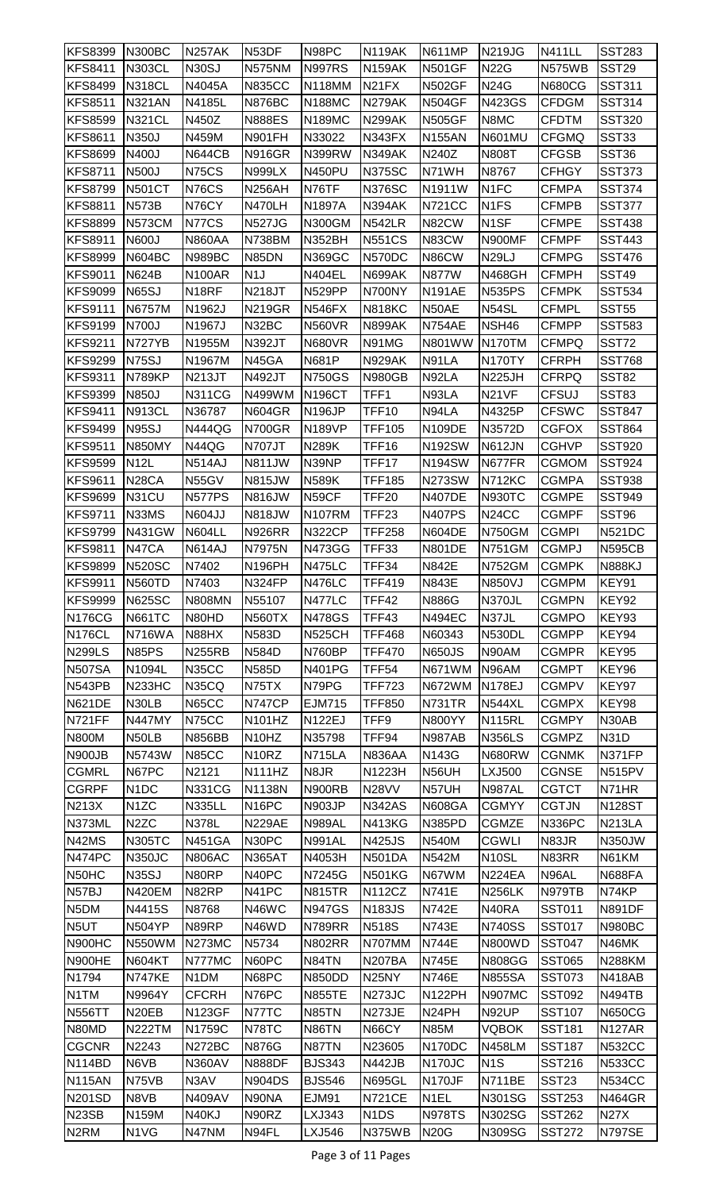| KFS8399 | N300BC | N257AK | N53DF | N98PC | N119AK | N611MP | N219JG | N411LL | SST283 |
|---|---|---|---|---|---|---|---|---|---|
| KFS8411 | N303CL | N30SJ | N575NM | N997RS | N159AK | N501GF | N22G | N575WB | SST29 |
| KFS8499 | N318CL | N4045A | N835CC | N118MM | N21FX | N502GF | N24G | N680CG | SST311 |
| KFS8511 | N321AN | N4185L | N876BC | N188MC | N279AK | N504GF | N423GS | CFDGM | SST314 |
| KFS8599 | N321CL | N450Z | N888ES | N189MC | N299AK | N505GF | N8MC | CFDTM | SST320 |
| KFS8611 | N350J | N459M | N901FH | N33022 | N343FX | N155AN | N601MU | CFGMQ | SST33 |
| KFS8699 | N400J | N644CB | N916GR | N399RW | N349AK | N240Z | N808T | CFGSB | SST36 |
| KFS8711 | N500J | N75CS | N999LX | N450PU | N375SC | N71WH | N8767 | CFHGY | SST373 |
| KFS8799 | N501CT | N76CS | N256AH | N76TF | N376SC | N1911W | N1FC | CFMPA | SST374 |
| KFS8811 | N573B | N76CY | N470LH | N1897A | N394AK | N721CC | N1FS | CFMPB | SST377 |
| KFS8899 | N573CM | N77CS | N527JG | N300GM | N542LR | N82CW | N1SF | CFMPE | SST438 |
| KFS8911 | N600J | N860AA | N738BM | N352BH | N551CS | N83CW | N900MF | CFMPF | SST443 |
| KFS8999 | N604BC | N989BC | N85DN | N369GC | N570DC | N86CW | N29LJ | CFMPG | SST476 |
| KFS9011 | N624B | N100AR | N1J | N404EL | N699AK | N877W | N468GH | CFMPH | SST49 |
| KFS9099 | N65SJ | N18RF | N218JT | N529PP | N700NY | N191AE | N535PS | CFMPK | SST534 |
| KFS9111 | N6757M | N1962J | N219GR | N546FX | N818KC | N50AE | N54SL | CFMPL | SST55 |
| KFS9199 | N700J | N1967J | N32BC | N560VR | N899AK | N754AE | NSH46 | CFMPP | SST583 |
| KFS9211 | N727YB | N1955M | N392JT | N680VR | N91MG | N801WW | N170TM | CFMPQ | SST72 |
| KFS9299 | N75SJ | N1967M | N45GA | N681P | N929AK | N91LA | N170TY | CFRPH | SST768 |
| KFS9311 | N789KP | N213JT | N492JT | N750GS | N980GB | N92LA | N225JH | CFRPQ | SST82 |
| KFS9399 | N850J | N311CG | N499WM | N196CT | TFF1 | N93LA | N21VF | CFSUJ | SST83 |
| KFS9411 | N913CL | N36787 | N604GR | N196JP | TFF10 | N94LA | N4325P | CFSWC | SST847 |
| KFS9499 | N95SJ | N444QG | N700GR | N189VP | TFF105 | N109DE | N3572D | CGFOX | SST864 |
| KFS9511 | N850MY | N44QG | N707JT | N289K | TFF16 | N192SW | N612JN | CGHVP | SST920 |
| KFS9599 | N12L | N514AJ | N811JW | N39NP | TFF17 | N194SW | N677FR | CGMOM | SST924 |
| KFS9611 | N28CA | N55GV | N815JW | N589K | TFF185 | N273SW | N712KC | CGMPA | SST938 |
| KFS9699 | N31CU | N577PS | N816JW | N59CF | TFF20 | N407DE | N930TC | CGMPE | SST949 |
| KFS9711 | N33MS | N604JJ | N818JW | N107RM | TFF23 | N407PS | N24CC | CGMPF | SST96 |
| KFS9799 | N431GW | N604LL | N926RR | N322CP | TFF258 | N604DE | N750GM | CGMPI | N521DC |
| KFS9811 | N47CA | N614AJ | N7975N | N473GG | TFF33 | N801DE | N751GM | CGMPJ | N595CB |
| KFS9899 | N520SC | N7402 | N196PH | N475LC | TFF34 | N842E | N752GM | CGMPK | N888KJ |
| KFS9911 | N560TD | N7403 | N324FP | N476LC | TFF419 | N843E | N850VJ | CGMPM | KEY91 |
| KFS9999 | N625SC | N808MN | N55107 | N477LC | TFF42 | N886G | N370JL | CGMPN | KEY92 |
| N176CG | N661TC | N80HD | N560TX | N478GS | TFF43 | N494EC | N37JL | CGMPO | KEY93 |
| N176CL | N716WA | N88HX | N583D | N525CH | TFF468 | N60343 | N530DL | CGMPP | KEY94 |
| N299LS | N85PS | N255RB | N584D | N760BP | TFF470 | N650JS | N90AM | CGMPR | KEY95 |
| N507SA | N1094L | N35CC | N585D | N401PG | TFF54 | N671WM | N96AM | CGMPT | KEY96 |
| N543PB | N233HC | N35CQ | N75TX | N79PG | TFF723 | N672WM | N178EJ | CGMPV | KEY97 |
| N621DE | N30LB | N65CC | N747CP | EJM715 | TFF850 | N731TR | N544XL | CGMPX | KEY98 |
| N721FF | N447MY | N75CC | N101HZ | N122EJ | TFF9 | N800YY | N115RL | CGMPY | N30AB |
| N800M | N50LB | N856BB | N10HZ | N35798 | TFF94 | N987AB | N356LS | CGMPZ | N31D |
| N900JB | N5743W | N85CC | N10RZ | N715LA | N836AA | N143G | N680RW | CGNMK | N371FP |
| CGMRL | N67PC | N2121 | N111HZ | N8JR | N1223H | N56UH | LXJ500 | CGNSE | N515PV |
| CGRPF | N1DC | N331CG | N1138N | N900RB | N28VV | N57UH | N987AL | CGTCT | N71HR |
| N213X | N1ZC | N335LL | N16PC | N903JP | N342AS | N608GA | CGMYY | CGTJN | N128ST |
| N373ML | N2ZC | N378L | N229AE | N989AL | N413KG | N385PD | CGMZE | N336PC | N213LA |
| N42MS | N305TC | N451GA | N30PC | N991AL | N425JS | N540M | CGWLI | N83JR | N350JW |
| N474PC | N350JC | N806AC | N365AT | N4053H | N501DA | N542M | N10SL | N83RR | N61KM |
| N50HC | N35SJ | N80RP | N40PC | N7245G | N501KG | N67WM | N224EA | N96AL | N688FA |
| N57BJ | N420EM | N82RP | N41PC | N815TR | N112CZ | N741E | N256LK | N979TB | N74KP |
| N5DM | N4415S | N8768 | N46WC | N947GS | N183JS | N742E | N40RA | SST011 | N891DF |
| N5UT | N504YP | N89RP | N46WD | N789RR | N518S | N743E | N740SS | SST017 | N980BC |
| N900HC | N550WM | N273MC | N5734 | N802RR | N707MM | N744E | N800WD | SST047 | N46MK |
| N900HE | N604KT | N777MC | N60PC | N84TN | N207BA | N745E | N808GG | SST065 | N288KM |
| N1794 | N747KE | N1DM | N68PC | N850DD | N25NY | N746E | N855SA | SST073 | N418AB |
| N1TM | N9964Y | CFCRH | N76PC | N855TE | N273JC | N122PH | N907MC | SST092 | N494TB |
| N556TT | N20EB | N123GF | N77TC | N85TN | N273JE | N24PH | N92UP | SST107 | N650CG |
| N80MD | N222TM | N1759C | N78TC | N86TN | N66CY | N85M | VQBOK | SST181 | N127AR |
| CGCNR | N2243 | N272BC | N876G | N87TN | N23605 | N170DC | N458LM | SST187 | N532CC |
| N114BD | N6VB | N360AV | N888DF | BJS343 | N442JB | N170JC | N1S | SST216 | N533CC |
| N115AN | N75VB | N3AV | N904DS | BJS546 | N695GL | N170JF | N711BE | SST23 | N534CC |
| N201SD | N8VB | N409AV | N90NA | EJM91 | N721CE | N1EL | N301SG | SST253 | N464GR |
| N23SB | N159M | N40KJ | N90RZ | LXJ343 | N1DS | N978TS | N302SG | SST262 | N27X |
| N2RM | N1VG | N47NM | N94FL | LXJ546 | N375WB | N20G | N309SG | SST272 | N797SE |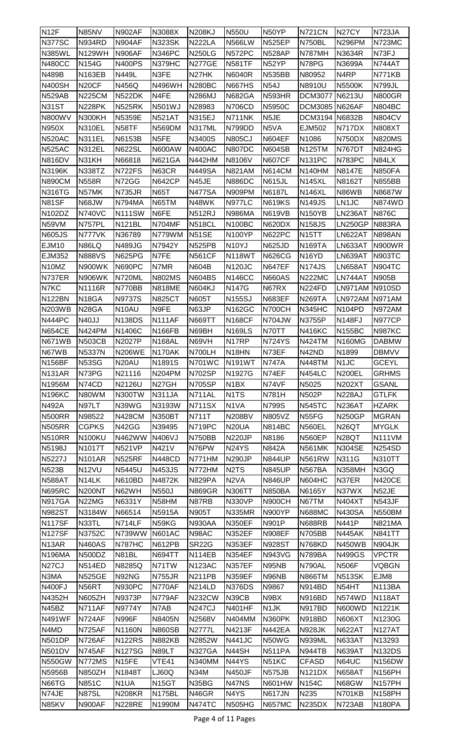| N12F | N85NV | N902AF | N3088X | N208KJ | N550U | N50YP | N721CN | N27CY | N723JA |
|---|---|---|---|---|---|---|---|---|---|
| N377SC | N934RD | N904AF | N323SK | N222LA | N566LW | N525EP | N750BL | N296PM | N723MC |
| N385WL | N129WH | N906AF | N346PC | N250LG | N572PC | N528AP | N787MH | N3634R | N73FJ |
| N480CC | N154G | N400PS | N379HC | N277GE | N581TF | N52YP | N78PG | N3699A | N744AT |
| N489B | N163EB | N449L | N3FE | N27HK | N6040R | N535BB | N80952 | N4RP | N771KB |
| N400SH | N20CF | N456Q | N496WH | N280BC | N667HS | N54J | N8910U | N5500K | N799JL |
| N529AB | N225CM | N522DK | N4FE | N286MJ | N682GA | N593HR | DCM3077 | N6213U | N800GR |
| N31ST | N228PK | N525RK | N501WJ | N28983 | N706CD | N5950C | DCM3085 | N626AF | N804BC |
| N800WV | N300KH | N5359E | N521AT | N315EJ | N711NK | N5JE | DCM3194 | N6832B | N804CV |
| N950X | N310EL | N58TF | N569DM | N317ML | N799DD | N5VA | EJM502 | N717DX | N808XT |
| N520AC | N311EL | N6153B | N5FE | N3400S | N805CJ | N604EF | N1086 | N750DX | N820MS |
| N525AC | N312EL | N622SL | N600AW | N400AC | N807DC | N604SB | N125TM | N767DT | N824HG |
| N816DV | N31KH | N66818 | N621GA | N442HM | N8106V | N607CF | N131PC | N783PC | N84LX |
| N3196K | N338TZ | N722FS | N63CR | N449SA | N821AM | N614CM | N140HM | N8147E | N850FA |
| N890CM | N558R | N72GG | N642CP | N45JE | N886DC | N615JL | N145XL | N8162T | N855BB |
| N316TG | N57MK | N735JR | N65T | N477SA | N909PM | N6187L | N146XL | N86WB | N8687W |
| N81SF | N68JW | N794MA | N65TM | N48WK | N977LC | N619KS | N149JS | LN1JC | N874WD |
| N102DZ | N740VC | N111SW | N6FE | N512RJ | N986MA | N619VB | N150YB | LN236AT | N876C |
| N59VM | N757PL | N121BL | N704MF | N518CL | N100BC | N620DX | N158JS | LN250GP | N883RA |
| N605JS | N777VK | N36789 | N779WM | N51SE | N100YP | N622PC | N15TT | LN622AT | N898AN |
| EJM10 | N86LQ | N489JG | N7942Y | N525PB | N10YJ | N625JD | N169TA | LN633AT | N900WR |
| EJM352 | N888VS | N625PG | N7FE | N561CF | N118WT | N626CG | N16YD | LN639AT | N903TC |
| N10MZ | N900WK | N690PC | N7MR | N604B | N120JC | N647EF | N174JS | LN658AT | N904TC |
| N737ER | N906WK | N720ML | N802MS | N604BS | N146CC | N660AS | N222MC | LN744AT | N905B |
| N7KC | N1116R | N770BB | N818ME | N604KJ | N147G | N67RX | N224FD | LN971AM | N910SD |
| N122BN | N18GA | N9737S | N825CT | N605T | N155SJ | N683EF | N269TA | LN972AM | N971AM |
| N203WB | N28GA | N10AU | N9FE | N63JP | N162GC | N700CH | N345HC | N104PD | N972AM |
| N444PC | N40JJ | N138DS | N111AF | N669TT | N168CF | N704JW | N3755P | N148FJ | N977CP |
| N654CE | N424PM | N1406C | N166FB | N69BH | N169LS | N70TT | N416KC | N155BC | N987KC |
| N671WB | N503CB | N2027P | N168AL | N69VH | N17RP | N724YS | N424TM | N160MG | DABMW |
| N67WB | N5337N | N206WE | N170AK | N700LH | N18HN | N73EF | N42ND | N1899 | DBMVV |
| N156BF | N53SG | N20AU | N1891S | N701WC | N191WT | N747A | N448TM | N1JC | GCEYL |
| N131AR | N73PG | N21116 | N204PM | N702SP | N1927G | N74EF | N454LC | N200EL | GRHMS |
| N1956M | N74CD | N2126U | N27GH | N705SP | N1BX | N74VF | N5025 | N202XT | GSANL |
| N196KC | N80WM | N300TW | N311JA | N711AL | N1TS | N781H | N502P | N228AJ | GTLFK |
| N492A | N97LT | N39WG | N3193W | N711SX | N1VA | N799S | N545TC | N236AT | HZARK |
| N500RR | N98522 | N428CM | N350BT | N711T | N208BV | N805VZ | N55FG | N250GP | MGRAN |
| N505RR | CGPKS | N42GG | N39495 | N719PC | N20UA | N814BC | N560EL | N26QT | MYGLK |
| N510RR | N100KU | N462WW | N406VJ | N750BB | N220JP | N8186 | N560EP | N28QT | N111VM |
| N5198J | N1017T | N521VP | N421V | N76PW | N24YS | N842A | N561MK | N304SE | N254SD |
| N5227J | N101AR | N525RF | N448CD | N771HM | N290JP | N844UP | N561RW | N311G | N310TT |
| N523B | N12VU | N5445U | N453JS | N772HM | N2TS | N845UP | N567BA | N358MH | N3GQ |
| N588AT | N14LK | N610BD | N4872K | N829PA | N2VA | N846UP | N604HC | N37ER | N420CE |
| N695RC | N200NT | N62WH | N550J | N869GR | N306TT | N850BA | N6165Y | N37WX | N52JE |
| N917GA | N22MG | N6331Y | N58HM | N87RB | N330VP | N900CH | N67TM | N404XT | N543JF |
| N982ST | N3184W | N66514 | N5915A | N905T | N335MR | N900YP | N688MC | N430SA | N550BM |
| N117SF | N33TL | N714LF | N59KG | N930AA | N350EF | N901P | N688RB | N441P | N821MA |
| N127SF | N3752C | N739WW | N601AC | N98AC | N352EF | N908EF | N705BB | N445AK | N841TT |
| N13AR | N460AS | N787HC | N612PB | SR22G | N353EF | N928ST | N768KD | N450WB | N904JK |
| N196MA | N500DZ | N81BL | N694TT | N114EB | N354EF | N943VG | N789BA | N499GS | VPCTR |
| N27CJ | N514ED | N8285Q | N71TW | N123AC | N357EF | N95NB | N790AL | N506F | VQBGN |
| N3MA | N525GE | N92NG | N755JR | N211PB | N359EF | N96NB | N866TM | N513SK | EJM8 |
| N400FJ | N56RT | N930PC | N770AF | N214LD | N376DS | N9867 | N914BD | N54HT | N113BA |
| N4352H | N605ZH | N9373P | N779AF | N232CW | N39CB | N9BX | N916BD | N574WD | N118AT |
| N45BZ | N711AF | N9774Y | N7AB | N247CJ | N401HF | N1JK | N917BD | N600WD | N1221K |
| N491WF | N724AF | N996F | N8405N | N2568V | N404MM | N360PK | N918BD | N606XT | N1230G |
| N4MD | N725AF | N1160N | N860SB | N2777L | N4213F | N442EA | N928JK | N622AT | N127AT |
| N501DP | N726AF | N122RS | N882KB | N2852W | N441JC | N50WG | N939ML | N633AT | N13293 |
| N501DV | N745AF | N127SG | N89LT | N327GA | N44SH | N511PA | N944TB | N639AT | N132DS |
| N550GW | N772MS | N15FE | VTE41 | N340MM | N44YS | N51KC | CFASD | N64UC | N156DW |
| N5956B | N850ZH | N1848T | LJ60Q | N34M | N450JF | N575JB | N121DX | N658AT | N156PH |
| N66TG | N851C | N1UA | N15GT | N35BG | N47NS | N601HW | N154C | N68GW | N157PH |
| N74JE | N87SL | N208KR | N175BL | N46GR | N4YS | N617JN | N235 | N701KB | N158PH |
| N85KV | N900AF | N228RE | N1990M | N474TC | N505HG | N657MC | N235DX | N723AB | N180PA |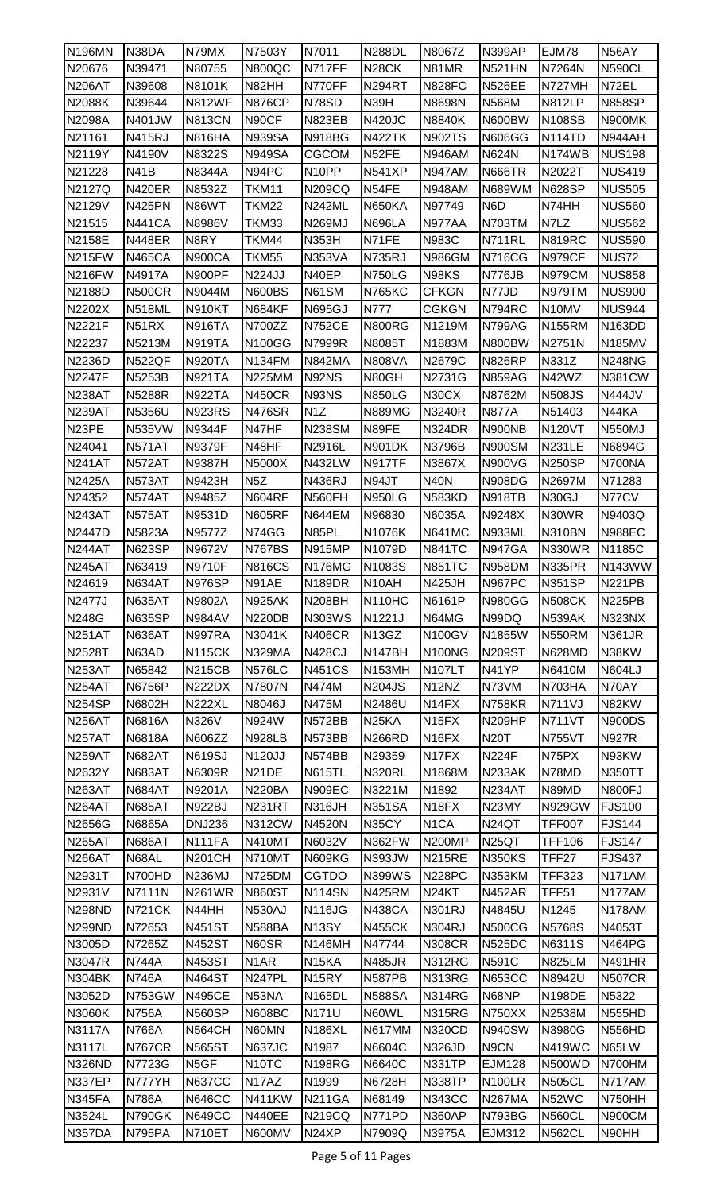| N196MN | N38DA | N79MX | N7503Y | N7011 | N288DL | N8067Z | N399AP | EJM78 | N56AY |
|---|---|---|---|---|---|---|---|---|---|
| N20676 | N39471 | N80755 | N800QC | N717FF | N28CK | N81MR | N521HN | N7264N | N590CL |
| N206AT | N39608 | N8101K | N82HH | N770FF | N294RT | N828FC | N526EE | N727MH | N72EL |
| N2088K | N39644 | N812WF | N876CP | N78SD | N39H | N8698N | N568M | N812LP | N858SP |
| N2098A | N401JW | N813CN | N90CF | N823EB | N420JC | N8840K | N600BW | N108SB | N900MK |
| N21161 | N415RJ | N816HA | N939SA | N918BG | N422TK | N902TS | N606GG | N114TD | N944AH |
| N2119Y | N4190V | N8322S | N949SA | CGCOM | N52FE | N946AM | N624N | N174WB | NUS198 |
| N21228 | N41B | N8344A | N94PC | N10PP | N541XP | N947AM | N666TR | N2022T | NUS419 |
| N2127Q | N420ER | N8532Z | TKM11 | N209CQ | N54FE | N948AM | N689WM | N628SP | NUS505 |
| N2129V | N425PN | N86WT | TKM22 | N242ML | N650KA | N97749 | N6D | N74HH | NUS560 |
| N21515 | N441CA | N8986V | TKM33 | N269MJ | N696LA | N977AA | N703TM | N7LZ | NUS562 |
| N2158E | N448ER | N8RY | TKM44 | N353H | N71FE | N983C | N711RL | N819RC | NUS590 |
| N215FW | N465CA | N900CA | TKM55 | N353VA | N735RJ | N986GM | N716CG | N979CF | NUS72 |
| N216FW | N4917A | N900PF | N224JJ | N40EP | N750LG | N98KS | N776JB | N979CM | NUS858 |
| N2188D | N500CR | N9044M | N600BS | N61SM | N765KC | CFKGN | N77JD | N979TM | NUS900 |
| N2202X | N518ML | N910KT | N684KF | N695GJ | N777 | CGKGN | N794RC | N10MV | NUS944 |
| N2221F | N51RX | N916TA | N700ZZ | N752CE | N800RG | N1219M | N799AG | N155RM | N163DD |
| N22237 | N5213M | N919TA | N100GG | N7999R | N8085T | N1883M | N800BW | N2751N | N185MV |
| N2236D | N522QF | N920TA | N134FM | N842MA | N808VA | N2679C | N826RP | N331Z | N248NG |
| N2247F | N5253B | N921TA | N225MM | N92NS | N80GH | N2731G | N859AG | N42WZ | N381CW |
| N238AT | N5288R | N922TA | N450CR | N93NS | N850LG | N30CX | N8762M | N508JS | N444JV |
| N239AT | N5356U | N923RS | N476SR | N1Z | N889MG | N3240R | N877A | N51403 | N44KA |
| N23PE | N535VW | N9344F | N47HF | N238SM | N89FE | N324DR | N900NB | N120VT | N550MJ |
| N24041 | N571AT | N9379F | N48HF | N2916L | N901DK | N3796B | N900SM | N231LE | N6894G |
| N241AT | N572AT | N9387H | N5000X | N432LW | N917TF | N3867X | N900VG | N250SP | N700NA |
| N2425A | N573AT | N9423H | N5Z | N436RJ | N94JT | N40N | N908DG | N2697M | N71283 |
| N24352 | N574AT | N9485Z | N604RF | N560FH | N950LG | N583KD | N918TB | N30GJ | N77CV |
| N243AT | N575AT | N9531D | N605RF | N644EM | N96830 | N6035A | N9248X | N30WR | N9403Q |
| N2447D | N5823A | N9577Z | N74GG | N85PL | N1076K | N641MC | N933ML | N310BN | N988EC |
| N244AT | N623SP | N9672V | N767BS | N915MP | N1079D | N841TC | N947GA | N330WR | N1185C |
| N245AT | N63419 | N9710F | N816CS | N176MG | N1083S | N851TC | N958DM | N335PR | N143WW |
| N24619 | N634AT | N976SP | N91AE | N189DR | N10AH | N425JH | N967PC | N351SP | N221PB |
| N2477J | N635AT | N9802A | N925AK | N208BH | N110HC | N6161P | N980GG | N508CK | N225PB |
| N248G | N635SP | N984AV | N220DB | N303WS | N1221J | N64MG | N99DQ | N539AK | N323NX |
| N251AT | N636AT | N997RA | N3041K | N406CR | N13GZ | N100GV | N1855W | N550RM | N361JR |
| N2528T | N63AD | N115CK | N329MA | N428CJ | N147BH | N100NG | N209ST | N628MD | N38KW |
| N253AT | N65842 | N215CB | N576LC | N451CS | N153MH | N107LT | N41YP | N6410M | N604LJ |
| N254AT | N6756P | N222DX | N7807N | N474M | N204JS | N12NZ | N73VM | N703HA | N70AY |
| N254SP | N6802H | N222XL | N8046J | N475M | N2486U | N14FX | N758KR | N711VJ | N82KW |
| N256AT | N6816A | N326V | N924W | N572BB | N25KA | N15FX | N209HP | N711VT | N900DS |
| N257AT | N6818A | N606ZZ | N928LB | N573BB | N266RD | N16FX | N20T | N755VT | N927R |
| N259AT | N682AT | N619SJ | N120JJ | N574BB | N29359 | N17FX | N224F | N75PX | N93KW |
| N2632Y | N683AT | N6309R | N21DE | N615TL | N320RL | N1868M | N233AK | N78MD | N350TT |
| N263AT | N684AT | N9201A | N220BA | N909EC | N3221M | N1892 | N234AT | N89MD | N800FJ |
| N264AT | N685AT | N922BJ | N231RT | N316JH | N351SA | N18FX | N23MY | N929GW | FJS100 |
| N2656G | N6865A | DNJ236 | N312CW | N4520N | N35CY | N1CA | N24QT | TFF007 | FJS144 |
| N265AT | N686AT | N111FA | N410MT | N6032V | N362FW | N200MP | N25QT | TFF106 | FJS147 |
| N266AT | N68AL | N201CH | N710MT | N609KG | N393JW | N215RE | N350KS | TFF27 | FJS437 |
| N2931T | N700HD | N236MJ | N725DM | CGTDO | N399WS | N228PC | N353KM | TFF323 | N171AM |
| N2931V | N7111N | N261WR | N860ST | N114SN | N425RM | N24KT | N452AR | TFF51 | N177AM |
| N298ND | N721CK | N44HH | N530AJ | N116JG | N438CA | N301RJ | N4845U | N1245 | N178AM |
| N299ND | N72653 | N451ST | N588BA | N13SY | N455CK | N304RJ | N500CG | N5768S | N4053T |
| N3005D | N7265Z | N452ST | N60SR | N146MH | N47744 | N308CR | N525DC | N6311S | N464PG |
| N3047R | N744A | N453ST | N1AR | N15KA | N485JR | N312RG | N591C | N825LM | N491HR |
| N304BK | N746A | N464ST | N247PL | N15RY | N587PB | N313RG | N653CC | N8942U | N507CR |
| N3052D | N753GW | N495CE | N53NA | N165DL | N588SA | N314RG | N68NP | N198DE | N5322 |
| N3060K | N756A | N560SP | N608BC | N171U | N60WL | N315RG | N750XX | N2538M | N555HD |
| N3117A | N766A | N564CH | N60MN | N186XL | N617MM | N320CD | N940SW | N3980G | N556HD |
| N3117L | N767CR | N565ST | N637JC | N1987 | N6604C | N326JD | N9CN | N419WC | N65LW |
| N326ND | N7723G | N5GF | N10TC | N198RG | N6640C | N331TP | EJM128 | N500WD | N700HM |
| N337EP | N777YH | N637CC | N17AZ | N1999 | N6728H | N338TP | N100LR | N505CL | N717AM |
| N345FA | N786A | N646CC | N411KW | N211GA | N68149 | N343CC | N267MA | N52WC | N750HH |
| N3524L | N790GK | N649CC | N440EE | N219CQ | N771PD | N360AP | N793BG | N560CL | N900CM |
| N357DA | N795PA | N710ET | N600MV | N24XP | N7909Q | N3975A | EJM312 | N562CL | N90HH |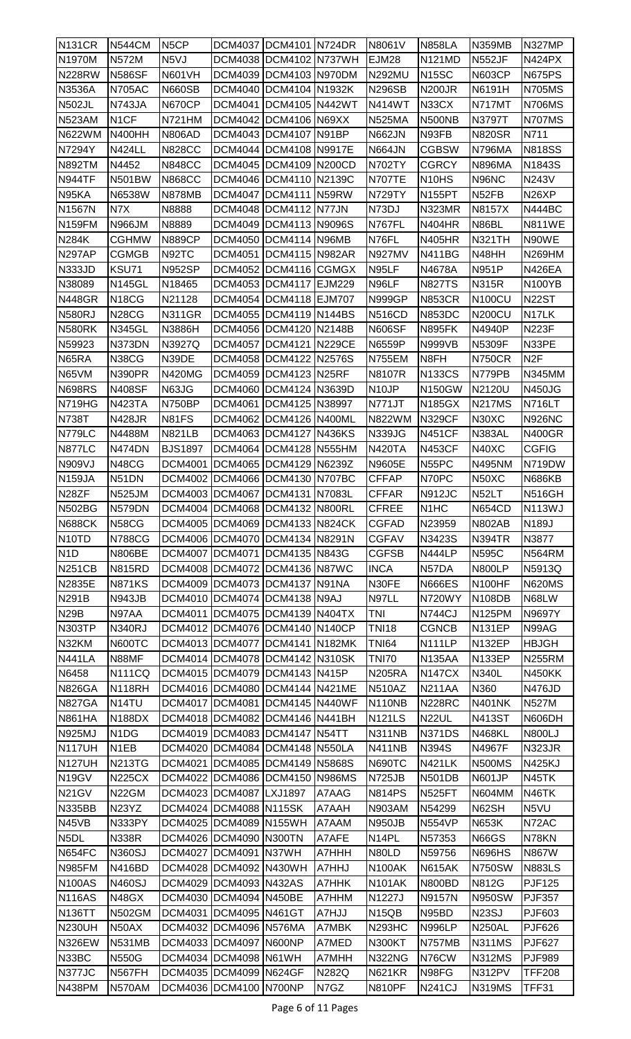| N131CR | N544CM | N5CP | DCM4037 | DCM4101 | N724DR | N8061V | N858LA | N359MB | N327MP |
|---|---|---|---|---|---|---|---|---|---|
| N1970M | N572M | N5VJ | DCM4038 | DCM4102 | N737WH | EJM28 | N121MD | N552JF | N424PX |
| N228RW | N586SF | N601VH | DCM4039 | DCM4103 | N970DM | N292MU | N15SC | N603CP | N675PS |
| N3536A | N705AC | N660SB | DCM4040 | DCM4104 | N1932K | N296SB | N200JR | N6191H | N705MS |
| N502JL | N743JA | N670CP | DCM4041 | DCM4105 | N442WT | N414WT | N33CX | N717MT | N706MS |
| N523AM | N1CF | N721HM | DCM4042 | DCM4106 | N69XX | N525MA | N500NB | N3797T | N707MS |
| N622WM | N400HH | N806AD | DCM4043 | DCM4107 | N91BP | N662JN | N93FB | N820SR | N711 |
| N7294Y | N424LL | N828CC | DCM4044 | DCM4108 | N9917E | N664JN | CGBSW | N796MA | N818SS |
| N892TM | N4452 | N848CC | DCM4045 | DCM4109 | N200CD | N702TY | CGRCY | N896MA | N1843S |
| N944TF | N501BW | N868CC | DCM4046 | DCM4110 | N2139C | N707TE | N10HS | N96NC | N243V |
| N95KA | N6538W | N878MB | DCM4047 | DCM4111 | N59RW | N729TY | N155PT | N52FB | N26XP |
| N1567N | N7X | N8888 | DCM4048 | DCM4112 | N77JN | N73DJ | N323MR | N8157X | N444BC |
| N159FM | N966JM | N8889 | DCM4049 | DCM4113 | N9096S | N767FL | N404HR | N86BL | N811WE |
| N284K | CGHMW | N889CP | DCM4050 | DCM4114 | N96MB | N76FL | N405HR | N321TH | N90WE |
| N297AP | CGMGB | N92TC | DCM4051 | DCM4115 | N982AR | N927MV | N411BG | N48HH | N269HM |
| N333JD | KSU71 | N952SP | DCM4052 | DCM4116 | CGMGX | N95LF | N4678A | N951P | N426EA |
| N38089 | N145GL | N18465 | DCM4053 | DCM4117 | EJM229 | N96LF | N827TS | N315R | N100YB |
| N448GR | N18CG | N21128 | DCM4054 | DCM4118 | EJM707 | N999GP | N853CR | N100CU | N22ST |
| N580RJ | N28CG | N311GR | DCM4055 | DCM4119 | N144BS | N516CD | N853DC | N200CU | N17LK |
| N580RK | N345GL | N3886H | DCM4056 | DCM4120 | N2148B | N606SF | N895FK | N4940P | N223F |
| N59923 | N373DN | N3927Q | DCM4057 | DCM4121 | N229CE | N6559P | N999VB | N5309F | N33PE |
| N65RA | N38CG | N39DE | DCM4058 | DCM4122 | N2576S | N755EM | N8FH | N750CR | N2F |
| N65VM | N390PR | N420MG | DCM4059 | DCM4123 | N25RF | N8107R | N133CS | N779PB | N345MM |
| N698RS | N408SF | N63JG | DCM4060 | DCM4124 | N3639D | N10JP | N150GW | N2120U | N450JG |
| N719HG | N423TA | N750BP | DCM4061 | DCM4125 | N38997 | N771JT | N185GX | N217MS | N716LT |
| N738T | N428JR | N81FS | DCM4062 | DCM4126 | N400ML | N822WM | N329CF | N30XC | N926NC |
| N779LC | N4488M | N821LB | DCM4063 | DCM4127 | N436KS | N339JG | N451CF | N383AL | N400GR |
| N877LC | N474DN | BJS1897 | DCM4064 | DCM4128 | N555HM | N420TA | N453CF | N40XC | CGFIG |
| N909VJ | N48CG | DCM4001 | DCM4065 | DCM4129 | N6239Z | N9605E | N55PC | N495NM | N719DW |
| N159JA | N51DN | DCM4002 | DCM4066 | DCM4130 | N707BC | CFFAP | N70PC | N50XC | N686KB |
| N28ZF | N525JM | DCM4003 | DCM4067 | DCM4131 | N7083L | CFFAR | N912JC | N52LT | N516GH |
| N502BG | N579DN | DCM4004 | DCM4068 | DCM4132 | N800RL | CFREE | N1HC | N654CD | N113WJ |
| N688CK | N58CG | DCM4005 | DCM4069 | DCM4133 | N824CK | CGFAD | N23959 | N802AB | N189J |
| N10TD | N788CG | DCM4006 | DCM4070 | DCM4134 | N8291N | CGFAV | N3423S | N394TR | N3877 |
| N1D | N806BE | DCM4007 | DCM4071 | DCM4135 | N843G | CGFSB | N444LP | N595C | N564RM |
| N251CB | N815RD | DCM4008 | DCM4072 | DCM4136 | N87WC | INCA | N57DA | N800LP | N5913Q |
| N2835E | N871KS | DCM4009 | DCM4073 | DCM4137 | N91NA | N30FE | N666ES | N100HF | N620MS |
| N291B | N943JB | DCM4010 | DCM4074 | DCM4138 | N9AJ | N97LL | N720WY | N108DB | N68LW |
| N29B | N97AA | DCM4011 | DCM4075 | DCM4139 | N404TX | TNI | N744CJ | N125PM | N9697Y |
| N303TP | N340RJ | DCM4012 | DCM4076 | DCM4140 | N140CP | TNI18 | CGNCB | N131EP | N99AG |
| N32KM | N600TC | DCM4013 | DCM4077 | DCM4141 | N182MK | TNI64 | N111LP | N132EP | HBJGH |
| N441LA | N88MF | DCM4014 | DCM4078 | DCM4142 | N310SK | TNI70 | N135AA | N133EP | N255RM |
| N6458 | N111CQ | DCM4015 | DCM4079 | DCM4143 | N415P | N205RA | N147CX | N340L | N450KK |
| N826GA | N118RH | DCM4016 | DCM4080 | DCM4144 | N421ME | N510AZ | N211AA | N360 | N476JD |
| N827GA | N14TU | DCM4017 | DCM4081 | DCM4145 | N440WF | N110NB | N228RC | N401NK | N527M |
| N861HA | N188DX | DCM4018 | DCM4082 | DCM4146 | N441BH | N121LS | N22UL | N413ST | N606DH |
| N925MJ | N1DG | DCM4019 | DCM4083 | DCM4147 | N54TT | N311NB | N371DS | N468KL | N800LJ |
| N117UH | N1EB | DCM4020 | DCM4084 | DCM4148 | N550LA | N411NB | N394S | N4967F | N323JR |
| N127UH | N213TG | DCM4021 | DCM4085 | DCM4149 | N5868S | N690TC | N421LK | N500MS | N425KJ |
| N19GV | N225CX | DCM4022 | DCM4086 | DCM4150 | N986MS | N725JB | N501DB | N601JP | N45TK |
| N21GV | N22GM | DCM4023 | DCM4087 | LXJ1897 | A7AAG | N814PS | N525FT | N604MM | N46TK |
| N335BB | N23YZ | DCM4024 | DCM4088 | N115SK | A7AAH | N903AM | N54299 | N62SH | N5VU |
| N45VB | N333PY | DCM4025 | DCM4089 | N155WH | A7AAM | N950JB | N554VP | N653K | N72AC |
| N5DL | N338R | DCM4026 | DCM4090 | N300TN | A7AFE | N14PL | N57353 | N66GS | N78KN |
| N654FC | N360SJ | DCM4027 | DCM4091 | N37WH | A7HHH | N80LD | N59756 | N696HS | N867W |
| N985FM | N416BD | DCM4028 | DCM4092 | N430WH | A7HHJ | N100AK | N615AK | N750SW | N883LS |
| N100AS | N460SJ | DCM4029 | DCM4093 | N432AS | A7HHK | N101AK | N800BD | N812G | PJF125 |
| N116AS | N48GX | DCM4030 | DCM4094 | N450BE | A7HHM | N1227J | N9157N | N950SW | PJF357 |
| N136TT | N502GM | DCM4031 | DCM4095 | N461GT | A7HJJ | N15QB | N95BD | N23SJ | PJF603 |
| N230UH | N50AX | DCM4032 | DCM4096 | N576MA | A7MBK | N293HC | N996LP | N250AL | PJF626 |
| N326EW | N531MB | DCM4033 | DCM4097 | N600NP | A7MED | N300KT | N757MB | N311MS | PJF627 |
| N33BC | N550G | DCM4034 | DCM4098 | N61WH | A7MHH | N322NG | N76CW | N312MS | PJF989 |
| N377JC | N567FH | DCM4035 | DCM4099 | N624GF | N282Q | N621KR | N98FG | N312PV | TFF208 |
| N438PM | N570AM | DCM4036 | DCM4100 | N700NP | N7GZ | N810PF | N241CJ | N319MS | TFF31 |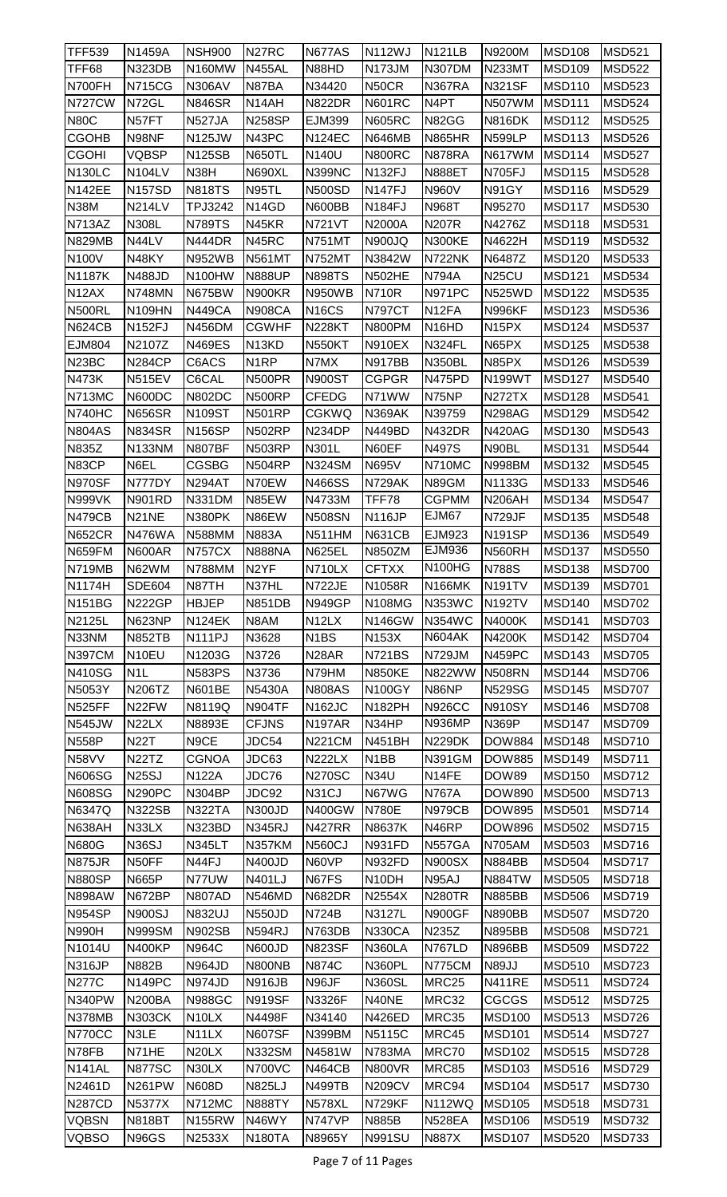| TFF539 | N1459A | NSH900 | N27RC | N677AS | N112WJ | N121LB | N9200M | MSD108 | MSD521 |
|---|---|---|---|---|---|---|---|---|---|
| TFF68 | N323DB | N160MW | N455AL | N88HD | N173JM | N307DM | N233MT | MSD109 | MSD522 |
| N700FH | N715CG | N306AV | N87BA | N34420 | N50CR | N367RA | N321SF | MSD110 | MSD523 |
| N727CW | N72GL | N846SR | N14AH | N822DR | N601RC | N4PT | N507WM | MSD111 | MSD524 |
| N80C | N57FT | N527JA | N258SP | EJM399 | N605RC | N82GG | N816DK | MSD112 | MSD525 |
| CGOHB | N98NF | N125JW | N43PC | N124EC | N646MB | N865HR | N599LP | MSD113 | MSD526 |
| CGOHI | VQBSP | N125SB | N650TL | N140U | N800RC | N878RA | N617WM | MSD114 | MSD527 |
| N130LC | N104LV | N38H | N690XL | N399NC | N132FJ | N888ET | N705FJ | MSD115 | MSD528 |
| N142EE | N157SD | N818TS | N95TL | N500SD | N147FJ | N960V | N91GY | MSD116 | MSD529 |
| N38M | N214LV | TPJ3242 | N14GD | N600BB | N184FJ | N968T | N95270 | MSD117 | MSD530 |
| N713AZ | N308L | N789TS | N45KR | N721VT | N2000A | N207R | N4276Z | MSD118 | MSD531 |
| N829MB | N44LV | N444DR | N45RC | N751MT | N900JQ | N300KE | N4622H | MSD119 | MSD532 |
| N100V | N48KY | N952WB | N561MT | N752MT | N3842W | N722NK | N6487Z | MSD120 | MSD533 |
| N1187K | N488JD | N100HW | N888UP | N898TS | N502HE | N794A | N25CU | MSD121 | MSD534 |
| N12AX | N748MN | N675BW | N900KR | N950WB | N710R | N971PC | N525WD | MSD122 | MSD535 |
| N500RL | N109HN | N449CA | N908CA | N16CS | N797CT | N12FA | N996KF | MSD123 | MSD536 |
| N624CB | N152FJ | N456DM | CGWHF | N228KT | N800PM | N16HD | N15PX | MSD124 | MSD537 |
| EJM804 | N2107Z | N469ES | N13KD | N550KT | N910EX | N324FL | N65PX | MSD125 | MSD538 |
| N23BC | N284CP | C6ACS | N1RP | N7MX | N917BB | N350BL | N85PX | MSD126 | MSD539 |
| N473K | N515EV | C6CAL | N500PR | N900ST | CGPGR | N475PD | N199WT | MSD127 | MSD540 |
| N713MC | N600DC | N802DC | N500RP | CFEDG | N71WW | N75NP | N272TX | MSD128 | MSD541 |
| N740HC | N656SR | N109ST | N501RP | CGKWQ | N369AK | N39759 | N298AG | MSD129 | MSD542 |
| N804AS | N834SR | N156SP | N502RP | N234DP | N449BD | N432DR | N420AG | MSD130 | MSD543 |
| N835Z | N133NM | N807BF | N503RP | N301L | N60EF | N497S | N90BL | MSD131 | MSD544 |
| N83CP | N6EL | CGSBG | N504RP | N324SM | N695V | N710MC | N998BM | MSD132 | MSD545 |
| N970SF | N777DY | N294AT | N70EW | N466SS | N729AK | N89GM | N1133G | MSD133 | MSD546 |
| N999VK | N901RD | N331DM | N85EW | N4733M | TFF78 | CGPMM | N206AH | MSD134 | MSD547 |
| N479CB | N21NE | N380PK | N86EW | N508SN | N116JP | EJM67 | N729JF | MSD135 | MSD548 |
| N652CR | N476WA | N588MM | N883A | N511HM | N631CB | EJM923 | N191SP | MSD136 | MSD549 |
| N659FM | N600AR | N757CX | N888NA | N625EL | N850ZM | EJM936 | N560RH | MSD137 | MSD550 |
| N719MB | N62WM | N788MM | N2YF | N710LX | CFTXX | N100HG | N788S | MSD138 | MSD700 |
| N1174H | SDE604 | N87TH | N37HL | N722JE | N1058R | N166MK | N191TV | MSD139 | MSD701 |
| N151BG | N222GP | HBJEP | N851DB | N949GP | N108MG | N353WC | N192TV | MSD140 | MSD702 |
| N2125L | N623NP | N124EK | N8AM | N12LX | N146GW | N354WC | N4000K | MSD141 | MSD703 |
| N33NM | N852TB | N111PJ | N3628 | N1BS | N153X | N604AK | N4200K | MSD142 | MSD704 |
| N397CM | N10EU | N1203G | N3726 | N28AR | N721BS | N729JM | N459PC | MSD143 | MSD705 |
| N410SG | N1L | N583PS | N3736 | N79HM | N850KE | N822WW | N508RN | MSD144 | MSD706 |
| N5053Y | N206TZ | N601BE | N5430A | N808AS | N100GY | N86NP | N529SG | MSD145 | MSD707 |
| N525FF | N22FW | N8119Q | N904TF | N162JC | N182PH | N926CC | N910SY | MSD146 | MSD708 |
| N545JW | N22LX | N8893E | CFJNS | N197AR | N34HP | N936MP | N369P | MSD147 | MSD709 |
| N558P | N22T | N9CE | JDC54 | N221CM | N451BH | N229DK | DOW884 | MSD148 | MSD710 |
| N58VV | N22TZ | CGNOA | JDC63 | N222LX | N1BB | N391GM | DOW885 | MSD149 | MSD711 |
| N606SG | N25SJ | N122A | JDC76 | N270SC | N34U | N14FE | DOW89 | MSD150 | MSD712 |
| N608SG | N290PC | N304BP | JDC92 | N31CJ | N67WG | N767A | DOW890 | MSD500 | MSD713 |
| N6347Q | N322SB | N322TA | N300JD | N400GW | N780E | N979CB | DOW895 | MSD501 | MSD714 |
| N638AH | N33LX | N323BD | N345RJ | N427RR | N8637K | N46RP | DOW896 | MSD502 | MSD715 |
| N680G | N36SJ | N345LT | N357KM | N560CJ | N931FD | N557GA | N705AM | MSD503 | MSD716 |
| N875JR | N50FF | N44FJ | N400JD | N60VP | N932FD | N900SX | N884BB | MSD504 | MSD717 |
| N880SP | N665P | N77UW | N401LJ | N67FS | N10DH | N95AJ | N884TW | MSD505 | MSD718 |
| N898AW | N672BP | N807AD | N546MD | N682DR | N2554X | N280TR | N885BB | MSD506 | MSD719 |
| N954SP | N900SJ | N832UJ | N550JD | N724B | N3127L | N900GF | N890BB | MSD507 | MSD720 |
| N990H | N999SM | N902SB | N594RJ | N763DB | N330CA | N235Z | N895BB | MSD508 | MSD721 |
| N1014U | N400KP | N964C | N600JD | N823SF | N360LA | N767LD | N896BB | MSD509 | MSD722 |
| N316JP | N882B | N964JD | N800NB | N874C | N360PL | N775CM | N89JJ | MSD510 | MSD723 |
| N277C | N149PC | N974JD | N916JB | N96JF | N360SL | MRC25 | N411RE | MSD511 | MSD724 |
| N340PW | N200BA | N988GC | N919SF | N3326F | N40NE | MRC32 | CGCGS | MSD512 | MSD725 |
| N378MB | N303CK | N10LX | N4498F | N34140 | N426ED | MRC35 | MSD100 | MSD513 | MSD726 |
| N770CC | N3LE | N11LX | N607SF | N399BM | N5115C | MRC45 | MSD101 | MSD514 | MSD727 |
| N78FB | N71HE | N20LX | N332SM | N4581W | N783MA | MRC70 | MSD102 | MSD515 | MSD728 |
| N141AL | N877SC | N30LX | N700VC | N464CB | N800VR | MRC85 | MSD103 | MSD516 | MSD729 |
| N2461D | N261PW | N608D | N825LJ | N499TB | N209CV | MRC94 | MSD104 | MSD517 | MSD730 |
| N287CD | N5377X | N712MC | N888TY | N578XL | N729KF | N112WQ | MSD105 | MSD518 | MSD731 |
| VQBSN | N818BT | N155RW | N46WY | N747VP | N885B | N528EA | MSD106 | MSD519 | MSD732 |
| VQBSO | N96GS | N2533X | N180TA | N8965Y | N991SU | N887X | MSD107 | MSD520 | MSD733 |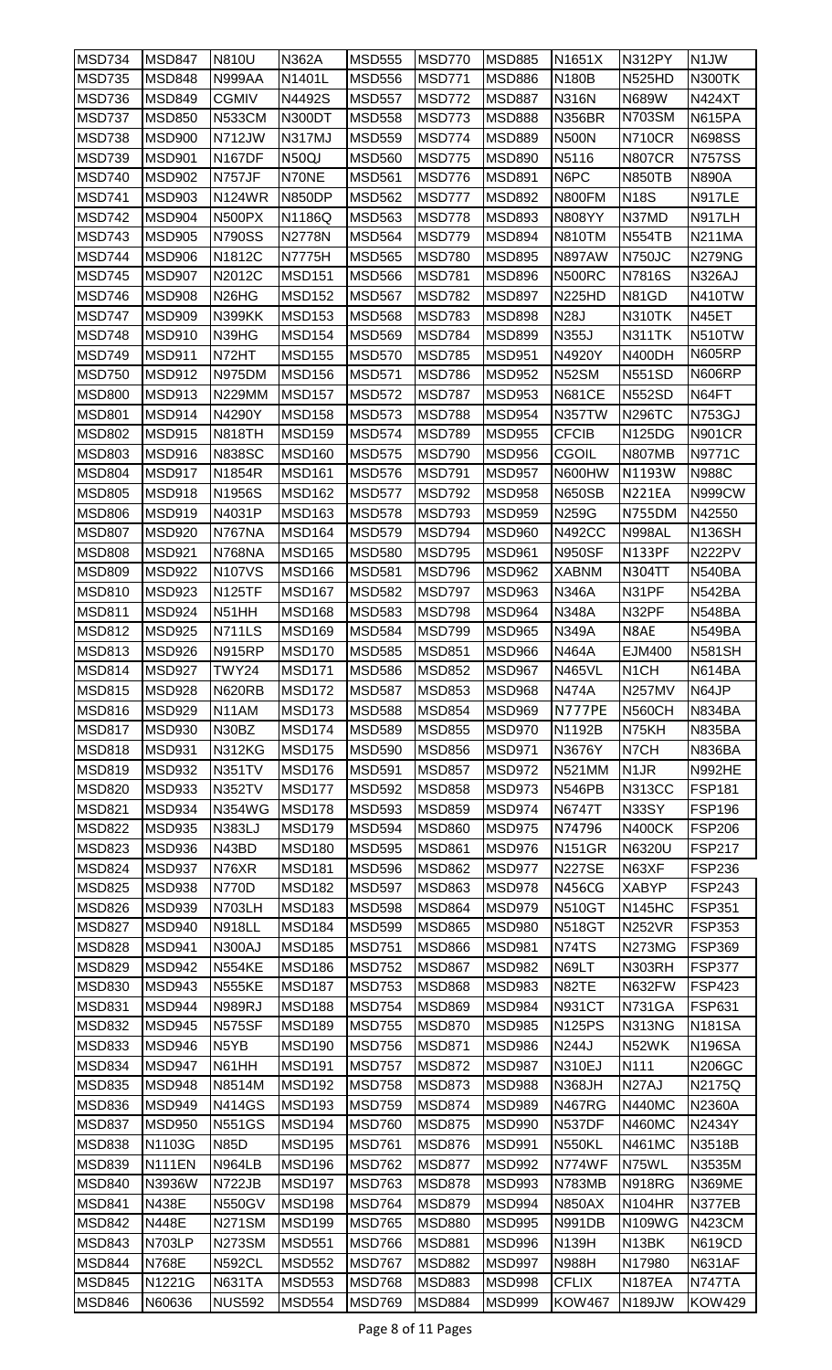| MSD734 | MSD847 | N810U | N362A | MSD555 | MSD770 | MSD885 | N1651X | N312PY | N1JW |
|---|---|---|---|---|---|---|---|---|---|
| MSD735 | MSD848 | N999AA | N1401L | MSD556 | MSD771 | MSD886 | N180B | N525HD | N300TK |
| MSD736 | MSD849 | CGMIV | N4492S | MSD557 | MSD772 | MSD887 | N316N | N689W | N424XT |
| MSD737 | MSD850 | N533CM | N300DT | MSD558 | MSD773 | MSD888 | N356BR | N703SM | N615PA |
| MSD738 | MSD900 | N712JW | N317MJ | MSD559 | MSD774 | MSD889 | N500N | N710CR | N698SS |
| MSD739 | MSD901 | N167DF | N50QJ | MSD560 | MSD775 | MSD890 | N5116 | N807CR | N757SS |
| MSD740 | MSD902 | N757JF | N70NE | MSD561 | MSD776 | MSD891 | N6PC | N850TB | N890A |
| MSD741 | MSD903 | N124WR | N850DP | MSD562 | MSD777 | MSD892 | N800FM | N18S | N917LE |
| MSD742 | MSD904 | N500PX | N1186Q | MSD563 | MSD778 | MSD893 | N808YY | N37MD | N917LH |
| MSD743 | MSD905 | N790SS | N2778N | MSD564 | MSD779 | MSD894 | N810TM | N554TB | N211MA |
| MSD744 | MSD906 | N1812C | N7775H | MSD565 | MSD780 | MSD895 | N897AW | N750JC | N279NG |
| MSD745 | MSD907 | N2012C | MSD151 | MSD566 | MSD781 | MSD896 | N500RC | N7816S | N326AJ |
| MSD746 | MSD908 | N26HG | MSD152 | MSD567 | MSD782 | MSD897 | N225HD | N81GD | N410TW |
| MSD747 | MSD909 | N399KK | MSD153 | MSD568 | MSD783 | MSD898 | N28J | N310TK | N45ET |
| MSD748 | MSD910 | N39HG | MSD154 | MSD569 | MSD784 | MSD899 | N355J | N311TK | N510TW |
| MSD749 | MSD911 | N72HT | MSD155 | MSD570 | MSD785 | MSD951 | N4920Y | N400DH | N605RP |
| MSD750 | MSD912 | N975DM | MSD156 | MSD571 | MSD786 | MSD952 | N52SM | N551SD | N606RP |
| MSD800 | MSD913 | N229MM | MSD157 | MSD572 | MSD787 | MSD953 | N681CE | N552SD | N64FT |
| MSD801 | MSD914 | N4290Y | MSD158 | MSD573 | MSD788 | MSD954 | N357TW | N296TC | N753GJ |
| MSD802 | MSD915 | N818TH | MSD159 | MSD574 | MSD789 | MSD955 | CFCIB | N125DG | N901CR |
| MSD803 | MSD916 | N838SC | MSD160 | MSD575 | MSD790 | MSD956 | CGOIL | N807MB | N9771C |
| MSD804 | MSD917 | N1854R | MSD161 | MSD576 | MSD791 | MSD957 | N600HW | N1193W | N988C |
| MSD805 | MSD918 | N1956S | MSD162 | MSD577 | MSD792 | MSD958 | N650SB | N221EA | N999CW |
| MSD806 | MSD919 | N4031P | MSD163 | MSD578 | MSD793 | MSD959 | N259G | N755DM | N42550 |
| MSD807 | MSD920 | N767NA | MSD164 | MSD579 | MSD794 | MSD960 | N492CC | N998AL | N136SH |
| MSD808 | MSD921 | N768NA | MSD165 | MSD580 | MSD795 | MSD961 | N950SF | N133PF | N222PV |
| MSD809 | MSD922 | N107VS | MSD166 | MSD581 | MSD796 | MSD962 | XABNM | N304TT | N540BA |
| MSD810 | MSD923 | N125TF | MSD167 | MSD582 | MSD797 | MSD963 | N346A | N31PF | N542BA |
| MSD811 | MSD924 | N51HH | MSD168 | MSD583 | MSD798 | MSD964 | N348A | N32PF | N548BA |
| MSD812 | MSD925 | N711LS | MSD169 | MSD584 | MSD799 | MSD965 | N349A | N8AE | N549BA |
| MSD813 | MSD926 | N915RP | MSD170 | MSD585 | MSD851 | MSD966 | N464A | EJM400 | N581SH |
| MSD814 | MSD927 | TWY24 | MSD171 | MSD586 | MSD852 | MSD967 | N465VL | N1CH | N614BA |
| MSD815 | MSD928 | N620RB | MSD172 | MSD587 | MSD853 | MSD968 | N474A | N257MV | N64JP |
| MSD816 | MSD929 | N11AM | MSD173 | MSD588 | MSD854 | MSD969 | N777PE | N560CH | N834BA |
| MSD817 | MSD930 | N30BZ | MSD174 | MSD589 | MSD855 | MSD970 | N1192B | N75KH | N835BA |
| MSD818 | MSD931 | N312KG | MSD175 | MSD590 | MSD856 | MSD971 | N3676Y | N7CH | N836BA |
| MSD819 | MSD932 | N351TV | MSD176 | MSD591 | MSD857 | MSD972 | N521MM | N1JR | N992HE |
| MSD820 | MSD933 | N352TV | MSD177 | MSD592 | MSD858 | MSD973 | N546PB | N313CC | FSP181 |
| MSD821 | MSD934 | N354WG | MSD178 | MSD593 | MSD859 | MSD974 | N6747T | N33SY | FSP196 |
| MSD822 | MSD935 | N383LJ | MSD179 | MSD594 | MSD860 | MSD975 | N74796 | N400CK | FSP206 |
| MSD823 | MSD936 | N43BD | MSD180 | MSD595 | MSD861 | MSD976 | N151GR | N6320U | FSP217 |
| MSD824 | MSD937 | N76XR | MSD181 | MSD596 | MSD862 | MSD977 | N227SE | N63XF | FSP236 |
| MSD825 | MSD938 | N770D | MSD182 | MSD597 | MSD863 | MSD978 | N456CG | XABYP | FSP243 |
| MSD826 | MSD939 | N703LH | MSD183 | MSD598 | MSD864 | MSD979 | N510GT | N145HC | FSP351 |
| MSD827 | MSD940 | N918LL | MSD184 | MSD599 | MSD865 | MSD980 | N518GT | N252VR | FSP353 |
| MSD828 | MSD941 | N300AJ | MSD185 | MSD751 | MSD866 | MSD981 | N74TS | N273MG | FSP369 |
| MSD829 | MSD942 | N554KE | MSD186 | MSD752 | MSD867 | MSD982 | N69LT | N303RH | FSP377 |
| MSD830 | MSD943 | N555KE | MSD187 | MSD753 | MSD868 | MSD983 | N82TE | N632FW | FSP423 |
| MSD831 | MSD944 | N989RJ | MSD188 | MSD754 | MSD869 | MSD984 | N931CT | N731GA | FSP631 |
| MSD832 | MSD945 | N575SF | MSD189 | MSD755 | MSD870 | MSD985 | N125PS | N313NG | N181SA |
| MSD833 | MSD946 | N5YB | MSD190 | MSD756 | MSD871 | MSD986 | N244J | N52WK | N196SA |
| MSD834 | MSD947 | N61HH | MSD191 | MSD757 | MSD872 | MSD987 | N310EJ | N111 | N206GC |
| MSD835 | MSD948 | N8514M | MSD192 | MSD758 | MSD873 | MSD988 | N368JH | N27AJ | N2175Q |
| MSD836 | MSD949 | N414GS | MSD193 | MSD759 | MSD874 | MSD989 | N467RG | N440MC | N2360A |
| MSD837 | MSD950 | N551GS | MSD194 | MSD760 | MSD875 | MSD990 | N537DF | N460MC | N2434Y |
| MSD838 | N1103G | N85D | MSD195 | MSD761 | MSD876 | MSD991 | N550KL | N461MC | N3518B |
| MSD839 | N111EN | N964LB | MSD196 | MSD762 | MSD877 | MSD992 | N774WF | N75WL | N3535M |
| MSD840 | N3936W | N722JB | MSD197 | MSD763 | MSD878 | MSD993 | N783MB | N918RG | N369ME |
| MSD841 | N438E | N550GV | MSD198 | MSD764 | MSD879 | MSD994 | N850AX | N104HR | N377EB |
| MSD842 | N448E | N271SM | MSD199 | MSD765 | MSD880 | MSD995 | N991DB | N109WG | N423CM |
| MSD843 | N703LP | N273SM | MSD551 | MSD766 | MSD881 | MSD996 | N139H | N13BK | N619CD |
| MSD844 | N768E | N592CL | MSD552 | MSD767 | MSD882 | MSD997 | N988H | N17980 | N631AF |
| MSD845 | N1221G | N631TA | MSD553 | MSD768 | MSD883 | MSD998 | CFLIX | N187EA | N747TA |
| MSD846 | N60636 | NUS592 | MSD554 | MSD769 | MSD884 | MSD999 | KOW467 | N189JW | KOW429 |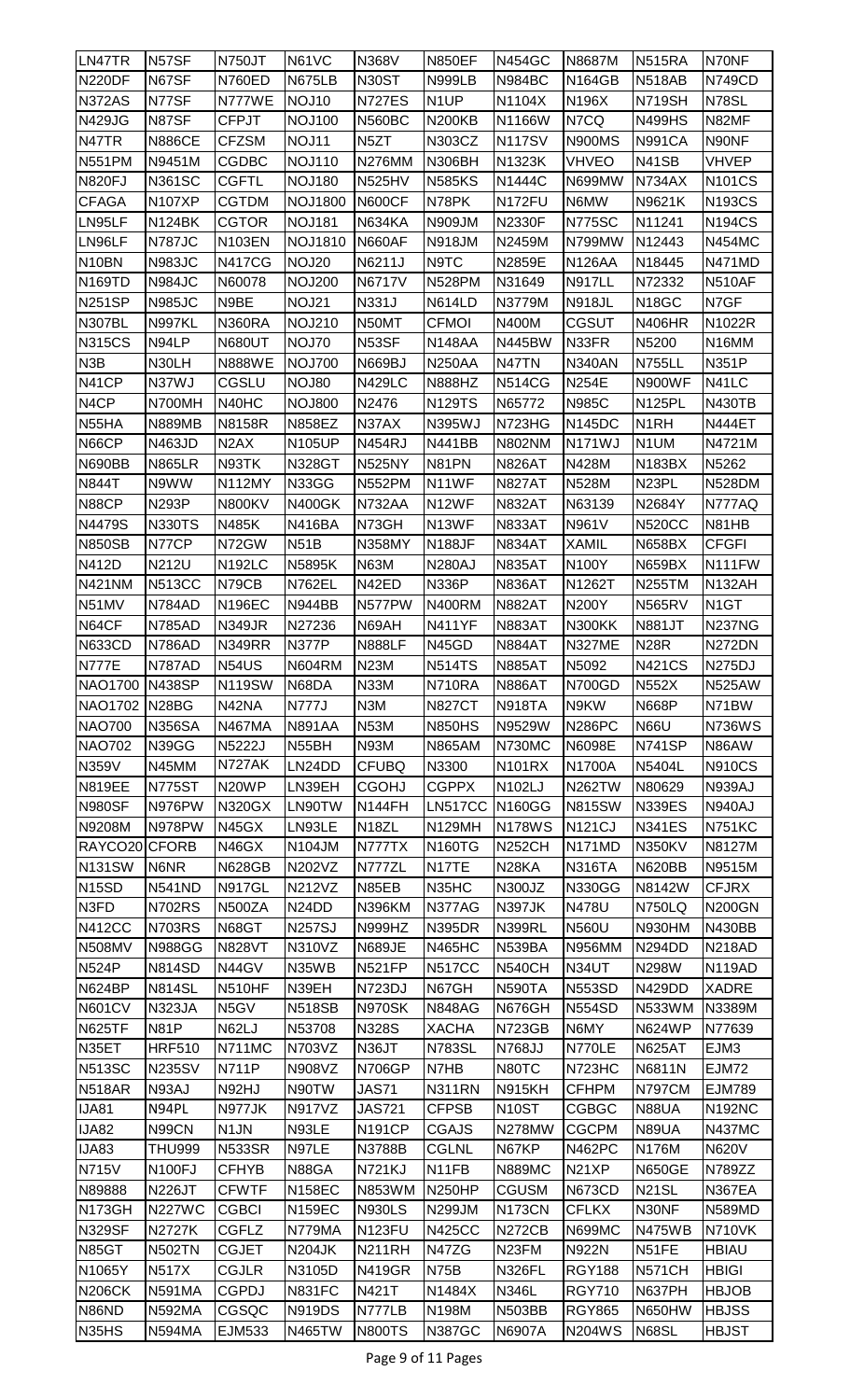| LN47TR | N57SF | N750JT | N61VC | N368V | N850EF | N454GC | N8687M | N515RA | N70NF |
|---|---|---|---|---|---|---|---|---|---|
| N220DF | N67SF | N760ED | N675LB | N30ST | N999LB | N984BC | N164GB | N518AB | N749CD |
| N372AS | N77SF | N777WE | NOJ10 | N727ES | N1UP | N1104X | N196X | N719SH | N78SL |
| N429JG | N87SF | CFPJT | NOJ100 | N560BC | N200KB | N1166W | N7CQ | N499HS | N82MF |
| N47TR | N886CE | CFZSM | NOJ11 | N5ZT | N303CZ | N117SV | N900MS | N991CA | N90NF |
| N551PM | N9451M | CGDBC | NOJ110 | N276MM | N306BH | N1323K | VHVEO | N41SB | VHVEP |
| N820FJ | N361SC | CGFTL | NOJ180 | N525HV | N585KS | N1444C | N699MW | N734AX | N101CS |
| CFAGA | N107XP | CGTDM | NOJ1800 | N600CF | N78PK | N172FU | N6MW | N9621K | N193CS |
| LN95LF | N124BK | CGTOR | NOJ181 | N634KA | N909JM | N2330F | N775SC | N11241 | N194CS |
| LN96LF | N787JC | N103EN | NOJ1810 | N660AF | N918JM | N2459M | N799MW | N12443 | N454MC |
| N10BN | N983JC | N417CG | NOJ20 | N6211J | N9TC | N2859E | N126AA | N18445 | N471MD |
| N169TD | N984JC | N60078 | NOJ200 | N6717V | N528PM | N31649 | N917LL | N72332 | N510AF |
| N251SP | N985JC | N9BE | NOJ21 | N331J | N614LD | N3779M | N918JL | N18GC | N7GF |
| N307BL | N997KL | N360RA | NOJ210 | N50MT | CFMOI | N400M | CGSUT | N406HR | N1022R |
| N315CS | N94LP | N680UT | NOJ70 | N53SF | N148AA | N445BW | N33FR | N5200 | N16MM |
| N3B | N30LH | N888WE | NOJ700 | N669BJ | N250AA | N47TN | N340AN | N755LL | N351P |
| N41CP | N37WJ | CGSLU | NOJ80 | N429LC | N888HZ | N514CG | N254E | N900WF | N41LC |
| N4CP | N700MH | N40HC | NOJ800 | N2476 | N129TS | N65772 | N985C | N125PL | N430TB |
| N55HA | N889MB | N8158R | N858EZ | N37AX | N395WJ | N723HG | N145DC | N1RH | N444ET |
| N66CP | N463JD | N2AX | N105UP | N454RJ | N441BB | N802NM | N171WJ | N1UM | N4721M |
| N690BB | N865LR | N93TK | N328GT | N525NY | N81PN | N826AT | N428M | N183BX | N5262 |
| N844T | N9WW | N112MY | N33GG | N552PM | N11WF | N827AT | N528M | N23PL | N528DM |
| N88CP | N293P | N800KV | N400GK | N732AA | N12WF | N832AT | N63139 | N2684Y | N777AQ |
| N4479S | N330TS | N485K | N416BA | N73GH | N13WF | N833AT | N961V | N520CC | N81HB |
| N850SB | N77CP | N72GW | N51B | N358MY | N188JF | N834AT | XAMIL | N658BX | CFGFI |
| N412D | N212U | N192LC | N5895K | N63M | N280AJ | N835AT | N100Y | N659BX | N111FW |
| N421NM | N513CC | N79CB | N762EL | N42ED | N336P | N836AT | N1262T | N255TM | N132AH |
| N51MV | N784AD | N196EC | N944BB | N577PW | N400RM | N882AT | N200Y | N565RV | N1GT |
| N64CF | N785AD | N349JR | N27236 | N69AH | N411YF | N883AT | N300KK | N881JT | N237NG |
| N633CD | N786AD | N349RR | N377P | N888LF | N45GD | N884AT | N327ME | N28R | N272DN |
| N777E | N787AD | N54US | N604RM | N23M | N514TS | N885AT | N5092 | N421CS | N275DJ |
| NAO1700 | N438SP | N119SW | N68DA | N33M | N710RA | N886AT | N700GD | N552X | N525AW |
| NAO1702 | N28BG | N42NA | N777J | N3M | N827CT | N918TA | N9KW | N668P | N71BW |
| NAO700 | N356SA | N467MA | N891AA | N53M | N850HS | N9529W | N286PC | N66U | N736WS |
| NAO702 | N39GG | N5222J | N55BH | N93M | N865AM | N730MC | N6098E | N741SP | N86AW |
| N359V | N45MM | N727AK | LN24DD | CFUBQ | N3300 | N101RX | N1700A | N5404L | N910CS |
| N819EE | N775ST | N20WP | LN39EH | CGOHJ | CGPPX | N102LJ | N262TW | N80629 | N939AJ |
| N980SF | N976PW | N320GX | LN90TW | N144FH | LN517CC | N160GG | N815SW | N339ES | N940AJ |
| N9208M | N978PW | N45GX | LN93LE | N18ZL | N129MH | N178WS | N121CJ | N341ES | N751KC |
| RAYCO20 | CFORB | N46GX | N104JM | N777TX | N160TG | N252CH | N171MD | N350KV | N8127M |
| N131SW | N6NR | N628GB | N202VZ | N777ZL | N17TE | N28KA | N316TA | N620BB | N9515M |
| N15SD | N541ND | N917GL | N212VZ | N85EB | N35HC | N300JZ | N330GG | N8142W | CFJRX |
| N3FD | N702RS | N500ZA | N24DD | N396KM | N377AG | N397JK | N478U | N750LQ | N200GN |
| N412CC | N703RS | N68GT | N257SJ | N999HZ | N395DR | N399RL | N560U | N930HM | N430BB |
| N508MV | N988GG | N828VT | N310VZ | N689JE | N465HC | N539BA | N956MM | N294DD | N218AD |
| N524P | N814SD | N44GV | N35WB | N521FP | N517CC | N540CH | N34UT | N298W | N119AD |
| N624BP | N814SL | N510HF | N39EH | N723DJ | N67GH | N590TA | N553SD | N429DD | XADRE |
| N601CV | N323JA | N5GV | N518SB | N970SK | N848AG | N676GH | N554SD | N533WM | N3389M |
| N625TF | N81P | N62LJ | N53708 | N328S | XACHA | N723GB | N6MY | N624WP | N77639 |
| N35ET | HRF510 | N711MC | N703VZ | N36JT | N783SL | N768JJ | N770LE | N625AT | EJM3 |
| N513SC | N235SV | N711P | N908VZ | N706GP | N7HB | N80TC | N723HC | N6811N | EJM72 |
| N518AR | N93AJ | N92HJ | N90TW | JAS71 | N311RN | N915KH | CFHPM | N797CM | EJM789 |
| IJA81 | N94PL | N977JK | N917VZ | JAS721 | CFPSB | N10ST | CGBGC | N88UA | N192NC |
| IJA82 | N99CN | N1JN | N93LE | N191CP | CGAJS | N278MW | CGCPM | N89UA | N437MC |
| IJA83 | THU999 | N533SR | N97LE | N3788B | CGLNL | N67KP | N462PC | N176M | N620V |
| N715V | N100FJ | CFHYB | N88GA | N721KJ | N11FB | N889MC | N21XP | N650GE | N789ZZ |
| N89888 | N226JT | CFWTF | N158EC | N853WM | N250HP | CGUSM | N673CD | N21SL | N367EA |
| N173GH | N227WC | CGBCI | N159EC | N930LS | N299JM | N173CN | CFLKX | N30NF | N589MD |
| N329SF | N2727K | CGFLZ | N779MA | N123FU | N425CC | N272CB | N699MC | N475WB | N710VK |
| N85GT | N502TN | CGJET | N204JK | N211RH | N47ZG | N23FM | N922N | N51FE | HBIAU |
| N1065Y | N517X | CGJLR | N3105D | N419GR | N75B | N326FL | RGY188 | N571CH | HBIGI |
| N206CK | N591MA | CGPDJ | N831FC | N421T | N1484X | N346L | RGY710 | N637PH | HBJOB |
| N86ND | N592MA | CGSQC | N919DS | N777LB | N198M | N503BB | RGY865 | N650HW | HBJSS |
| N35HS | N594MA | EJM533 | N465TW | N800TS | N387GC | N6907A | N204WS | N68SL | HBJST |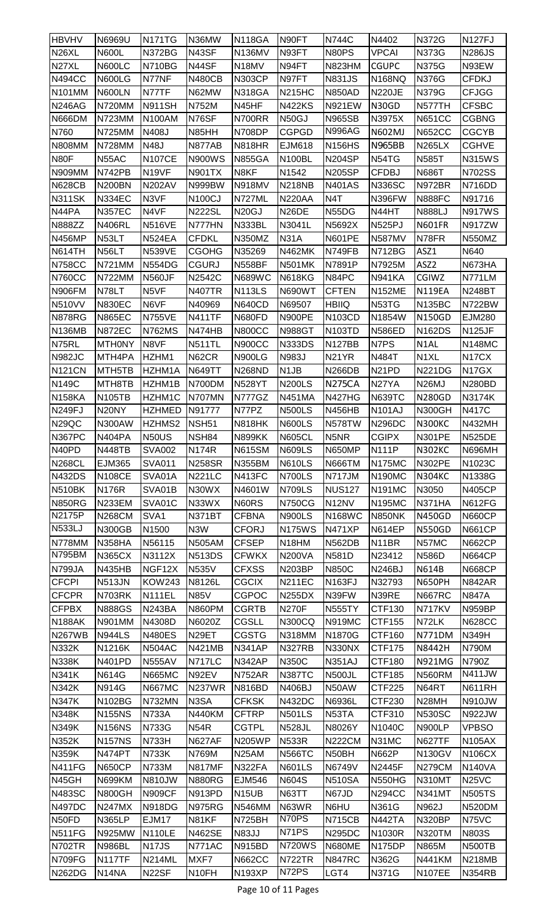| HBVHV | N6969U | N171TG | N36MW | N118GA | N90FT | N744C | N4402 | N372G | N127FJ |
|---|---|---|---|---|---|---|---|---|---|
| N26XL | N600L | N372BG | N43SF | N136MV | N93FT | N80PS | VPCAI | N373G | N286JS |
| N27XL | N600LC | N710BG | N44SF | N18MV | N94FT | N823HM | CGUPC | N375G | N93EW |
| N494CC | N600LG | N77NF | N480CB | N303CP | N97FT | N831JS | N168NQ | N376G | CFDKJ |
| N101MM | N600LN | N77TF | N62MW | N318GA | N215HC | N850AD | N220JE | N379G | CFJGG |
| N246AG | N720MM | N911SH | N752M | N45HF | N422KS | N921EW | N30GD | N577TH | CFSBC |
| N666DM | N723MM | N100AM | N76SF | N700RR | N50GJ | N965SB | N3975X | N651CC | CGBNG |
| N760 | N725MM | N408J | N85HH | N708DP | CGPGD | N996AG | N602MJ | N652CC | CGCYB |
| N808MM | N728MM | N48J | N877AB | N818HR | EJM618 | N156HS | N965BB | N265LX | CGHVE |
| N80F | N55AC | N107CE | N900WS | N855GA | N100BL | N204SP | N54TG | N585T | N315WS |
| N909MM | N742PB | N19VF | N901TX | N8KF | N1542 | N205SP | CFDBJ | N686T | N702SS |
| N628CB | N200BN | N202AV | N999BW | N918MV | N218NB | N401AS | N336SC | N972BR | N716DD |
| N311SK | N334EC | N3VF | N100CJ | N727ML | N220AA | N4T | N396FW | N888FC | N91716 |
| N44PA | N357EC | N4VF | N222SL | N20GJ | N26DE | N55DG | N44HT | N888LJ | N917WS |
| N888ZZ | N406RL | N516VE | N777HN | N333BL | N3041L | N5692X | N525PJ | N601FR | N917ZW |
| N456MP | N53LT | N524EA | CFDKL | N350MZ | N31A | N601PE | N587MV | N78FR | N550MZ |
| N614TH | N56LT | N539VE | CGOHG | N35269 | N462MK | N749FB | N712BG | ASZ1 | N640 |
| N758CC | N721MM | N554DG | CGURJ | N558BF | N501MK | N7891P | N7925M | ASZ2 | N673HA |
| N760CC | N722MM | N560JF | N2542C | N689WC | N618KG | N84PC | N941KA | CGIWZ | N771LM |
| N906FM | N78LT | N5VF | N407TR | N113LS | N690WT | CFTEN | N152ME | N119EA | N248BT |
| N510VV | N830EC | N6VF | N40969 | N640CD | N69507 | HBIIQ | N53TG | N135BC | N722BW |
| N878RG | N865EC | N755VE | N411TF | N680FD | N900PE | N103CD | N1854W | N150GD | EJM280 |
| N136MB | N872EC | N762MS | N474HB | N800CC | N988GT | N103TD | N586ED | N162DS | N125JF |
| N75RL | MTH0NY | N8VF | N511TL | N900CC | N333DS | N127BB | N7PS | N1AL | N148MC |
| N982JC | MTH4PA | HZHM1 | N62CR | N900LG | N983J | N21YR | N484T | N1XL | N17CX |
| N121CN | MTH5TB | HZHM1A | N649TT | N268ND | N1JB | N266DB | N21PD | N221DG | N17GX |
| N149C | MTH8TB | HZHM1B | N700DM | N528YT | N200LS | N275CA | N27YA | N26MJ | N280BD |
| N158KA | N105TB | HZHM1C | N707MN | N777GZ | N451MA | N427HG | N639TC | N280GD | N3174K |
| N249FJ | N20NY | HZHMED | N91777 | N77PZ | N500LS | N456HB | N101AJ | N300GH | N417C |
| N29QC | N300AW | HZHMS2 | NSH51 | N818HK | N600LS | N578TW | N296DC | N300KC | N432MH |
| N367PC | N404PA | N50US | NSH84 | N899KK | N605CL | N5NR | CGIPX | N301PE | N525DE |
| N40PD | N448TB | SVA002 | N174R | N615SM | N609LS | N650MP | N111P | N302KC | N696MH |
| N268CL | EJM365 | SVA011 | N258SR | N355BM | N610LS | N666TM | N175MC | N302PE | N1023C |
| N432DS | N108CE | SVA01A | N221LC | N413FC | N700LS | N717JM | N190MC | N304KC | N1338G |
| N510BK | N176R | SVA01B | N30WX | N4601W | N709LS | NUS127 | N191MC | N3050 | N405CP |
| N850RG | N233EM | SVA01C | N33WX | N60RS | N750CG | N12NV | N195MC | N371HA | N612FG |
| N2175P | N268CM | SVA1 | N371BT | CFBNA | N900LS | N168WC | N850NK | N450GD | N660CP |
| N533LJ | N300GB | N1500 | N3W | CFORJ | N175WS | N471XP | N614EP | N550GD | N661CP |
| N778MM | N358HA | N56115 | N505AM | CFSEP | N18HM | N562DB | N11BR | N57MC | N662CP |
| N795BM | N365CX | N3112X | N513DS | CFWKX | N200VA | N581D | N23412 | N586D | N664CP |
| N799JA | N435HB | NGF12X | N535V | CFXSS | N203BP | N850C | N246BJ | N614B | N668CP |
| CFCPI | N513JN | KOW243 | N8126L | CGCIX | N211EC | N163FJ | N32793 | N650PH | N842AR |
| CFCPR | N703RK | N111EL | N85V | CGPOC | N255DX | N39FW | N39RE | N667RC | N847A |
| CFPBX | N888GS | N243BA | N860PM | CGRTB | N270F | N555TY | CTF130 | N717KV | N959BP |
| N188AK | N901MM | N4308D | N6020Z | CGSLL | N300CQ | N919MC | CTF155 | N72LK | N628CC |
| N267WB | N944LS | N480ES | N29ET | CGSTG | N318MM | N1870G | CTF160 | N771DM | N349H |
| N332K | N1216K | N504AC | N421MB | N341AP | N327RB | N330NX | CTF175 | N8442H | N790M |
| N338K | N401PD | N555AV | N717LC | N342AP | N350C | N351AJ | CTF180 | N921MG | N790Z |
| N341K | N614G | N665MC | N92EV | N752AR | N387TC | N500JL | CTF185 | N560RM | N411JW |
| N342K | N914G | N667MC | N237WR | N816BD | N406BJ | N50AW | CTF225 | N64RT | N611RH |
| N347K | N102BG | N732MN | N3SA | CFKSK | N432DC | N6936L | CTF230 | N28MH | N910JW |
| N348K | N155NS | N733A | N440KM | CFTRP | N501LS | N53TA | CTF310 | N530SC | N922JW |
| N349K | N156NS | N733G | N54R | CGTPL | N528JL | N8026Y | N1040C | N900LP | VPBSO |
| N352K | N157NS | N733H | N627AF | N205WP | N533R | N222CM | N31MC | N627TF | N105AX |
| N359K | N474PT | N733K | N769M | N25AM | N566TC | N50BH | N662P | N130GV | N106CX |
| N411FG | N650CP | N733M | N817MF | N322FA | N601LS | N6749V | N2445F | N279CM | N140VA |
| N45GH | N699KM | N810JW | N880RG | EJM546 | N604S | N510SA | N550HG | N310MT | N25VC |
| N483SC | N800GH | N909CF | N913PD | N15UB | N63TT | N67JD | N294CC | N341MT | N505TS |
| N497DC | N247MX | N918DG | N975RG | N546MM | N63WR | N6HU | N361G | N962J | N520DM |
| N50FD | N365LP | EJM17 | N81KF | N725BH | N70PS | N715CB | N442TA | N320BP | N75VC |
| N511FG | N925MW | N110LE | N462SE | N83JJ | N71PS | N295DC | N1030R | N320TM | N803S |
| N702TR | N986BL | N17JS | N771AC | N915BD | N720WS | N680ME | N175DP | N865M | N500TB |
| N709FG | N117TF | N214ML | MXF7 | N662CC | N722TR | N847RC | N362G | N441KM | N218MB |
| N262DG | N14NA | N22SF | N10FH | N193XP | N72PS | LGT4 | N371G | N107EE | N354RB |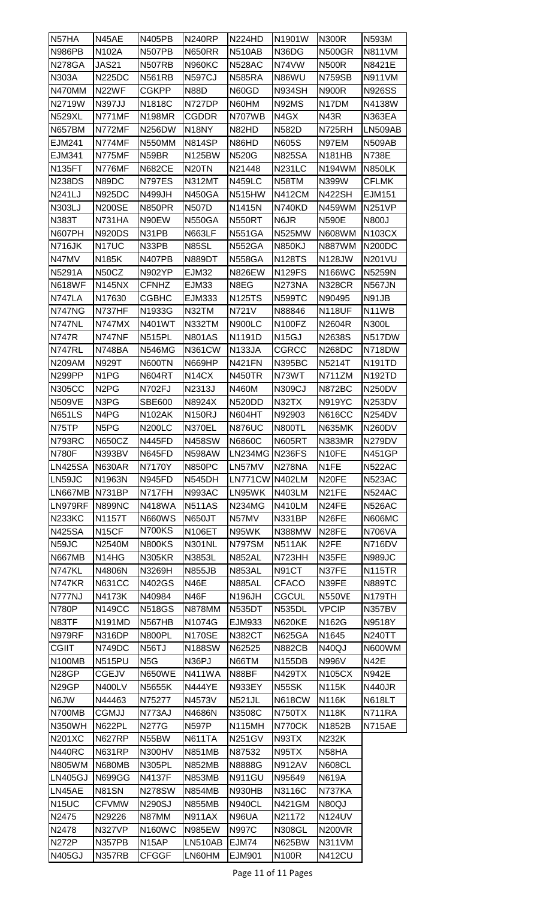| | | | | | | | |
|---|---|---|---|---|---|---|---|
| N57HA | N45AE | N405PB | N240RP | N224HD | N1901W | N300R | N593M |
| N986PB | N102A | N507PB | N650RR | N510AB | N36DG | N500GR | N811VM |
| N278GA | JAS21 | N507RB | N960KC | N528AC | N74VW | N500R | N8421E |
| N303A | N225DC | N561RB | N597CJ | N585RA | N86WU | N759SB | N911VM |
| N470MM | N22WF | CGKPP | N88D | N60GD | N934SH | N900R | N926SS |
| N2719W | N397JJ | N1818C | N727DP | N60HM | N92MS | N17DM | N4138W |
| N529XL | N771MF | N198MR | CGDDR | N707WB | N4GX | N43R | N363EA |
| N657BM | N772MF | N256DW | N18NY | N82HD | N582D | N725RH | LN509AB |
| EJM241 | N774MF | N550MM | N814SP | N86HD | N605S | N97EM | N509AB |
| EJM341 | N775MF | N59BR | N125BW | N520G | N825SA | N181HB | N738E |
| N135FT | N776MF | N682CE | N20TN | N21448 | N231LC | N194WM | N850LK |
| N238DS | N89DC | N797ES | N312MT | N459LC | N58TM | N399W | CFLMK |
| N241LJ | N925DC | N499JH | N450GA | N515HW | N412CM | N422SH | EJM151 |
| N303LJ | N200SE | N850PR | N507D | N1415N | N740KD | N459WM | N251VP |
| N383T | N731HA | N90EW | N550GA | N550RT | N6JR | N590E | N800J |
| N607PH | N920DS | N31PB | N663LF | N551GA | N525MW | N608WM | N103CX |
| N716JK | N17UC | N33PB | N85SL | N552GA | N850KJ | N887WM | N200DC |
| N47MV | N185K | N407PB | N889DT | N558GA | N128TS | N128JW | N201VU |
| N5291A | N50CZ | N902YP | EJM32 | N826EW | N129FS | N166WC | N5259N |
| N618WF | N145NX | CFNHZ | EJM33 | N8EG | N273NA | N328CR | N567JN |
| N747LA | N17630 | CGBHC | EJM333 | N125TS | N599TC | N90495 | N91JB |
| N747NG | N737HF | N1933G | N32TM | N721V | N88846 | N118UF | N11WB |
| N747NL | N747MX | N401WT | N332TM | N900LC | N100FZ | N2604R | N300L |
| N747R | N747NF | N515PL | N801AS | N1191D | N15GJ | N2638S | N517DW |
| N747RL | N748BA | N546MG | N361CW | N133JA | CGRCC | N268DC | N718DW |
| N209AM | N929T | N600TN | N669HP | N421FN | N395BC | N5214T | N191TD |
| N299PP | N1PG | N604RT | N14CX | N450TR | N73WT | N711ZM | N192TD |
| N305CC | N2PG | N702FJ | N2313J | N460M | N309CJ | N872BC | N250DV |
| N509VE | N3PG | SBE600 | N8924X | N520DD | N32TX | N919YC | N253DV |
| N651LS | N4PG | N102AK | N150RJ | N604HT | N92903 | N616CC | N254DV |
| N75TP | N5PG | N200LC | N370EL | N876UC | N800TL | N635MK | N260DV |
| N793RC | N650CZ | N445FD | N458SW | N6860C | N605RT | N383MR | N279DV |
| N780F | N393BV | N645FD | N598AW | LN234MG | N236FS | N10FE | N451GP |
| LN425SA | N630AR | N7170Y | N850PC | LN57MV | N278NA | N1FE | N522AC |
| LN59JC | N1963N | N945FD | N545DH | LN771CW | N402LM | N20FE | N523AC |
| LN667MB | N731BP | N717FH | N993AC | LN95WK | N403LM | N21FE | N524AC |
| LN979RF | N899NC | N418WA | N511AS | N234MG | N410LM | N24FE | N526AC |
| N233KC | N1157T | N660WS | N650JT | N57MV | N331BP | N26FE | N606MC |
| N425SA | N15CF | N700KS | N106ET | N95WK | N388MW | N28FE | N706VA |
| N59JC | N2540M | N800KS | N301NL | N797SM | N511AK | N2FE | N716DV |
| N667MB | N14HG | N305KR | N3853L | N852AL | N723HH | N35FE | N989JC |
| N747KL | N4806N | N3269H | N855JB | N853AL | N91CT | N37FE | N115TR |
| N747KR | N631CC | N402GS | N46E | N885AL | CFACO | N39FE | N889TC |
| N777NJ | N4173K | N40984 | N46F | N196JH | CGCUL | N550VE | N179TH |
| N780P | N149CC | N518GS | N878MM | N535DT | N535DL | VPCIP | N357BV |
| N83TF | N191MD | N567HB | N1074G | EJM933 | N620KE | N162G | N9518Y |
| N979RF | N316DP | N800PL | N170SE | N382CT | N625GA | N1645 | N240TT |
| CGIIT | N749DC | N56TJ | N188SW | N62525 | N882CB | N40QJ | N600WM |
| N100MB | N515PU | N5G | N36PJ | N66TM | N155DB | N996V | N42E |
| N28GP | CGEJV | N650WE | N411WA | N88BF | N429TX | N105CX | N942E |
| N29GP | N400LV | N5655K | N444YE | N933EY | N55SK | N115K | N440JR |
| N6JW | N44463 | N75277 | N4573V | N521JL | N618CW | N116K | N618LT |
| N700MB | CGMJJ | N773AJ | N4686N | N3508C | N750TX | N118K | N711RA |
| N350WH | N622PL | N277G | N597P | N115MH | N770CK | N1852B | N715AE |
| N201XC | N627RP | N55BW | N611TA | N251GV | N93TX | N232K | |
| N440RC | N631RP | N300HV | N851MB | N87532 | N95TX | N58HA | |
| N805WM | N680MB | N305PL | N852MB | N8888G | N912AV | N608CL | |
| LN405GJ | N699GG | N4137F | N853MB | N911GU | N95649 | N619A | |
| LN45AE | N81SN | N278SW | N854MB | N930HB | N3116C | N737KA | |
| N15UC | CFVMW | N290SJ | N855MB | N940CL | N421GM | N80QJ | |
| N2475 | N29226 | N87MM | N911AX | N96UA | N21172 | N124UV | |
| N2478 | N327VP | N160WC | N985EW | N997C | N308GL | N200VR | |
| N272P | N357PB | N15AP | LN510AB | EJM74 | N625BW | N311VM | |
| N405GJ | N357RB | CFGGF | LN60HM | EJM901 | N100R | N412CU | |